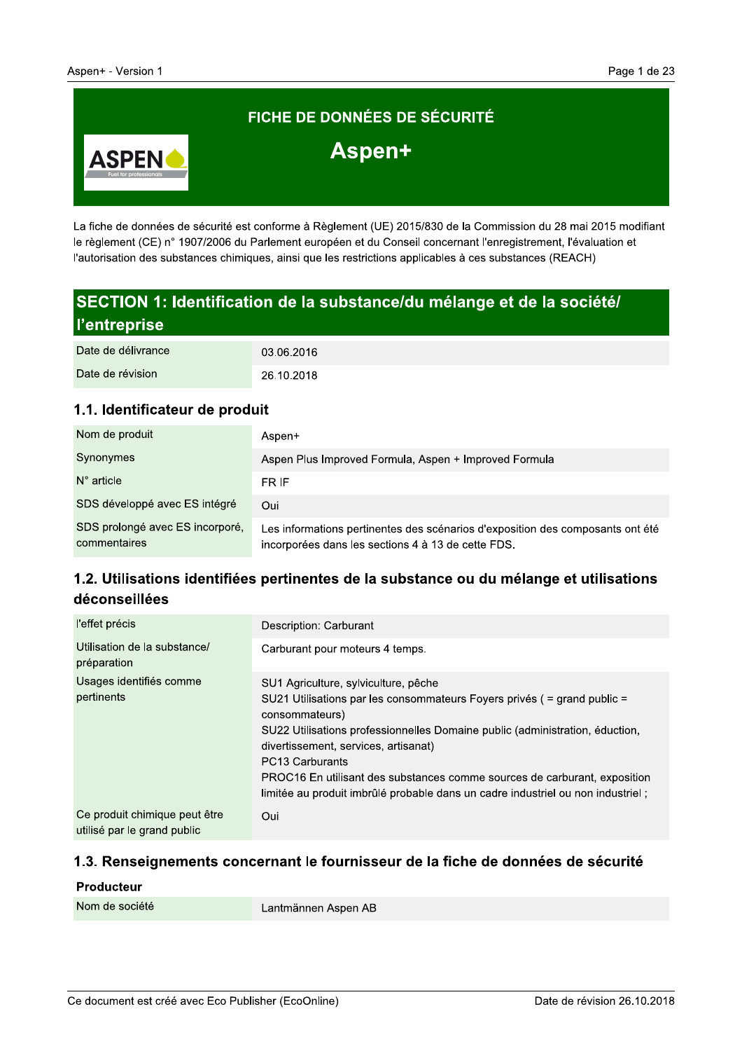# FICHE DE DONNÉES DE SÉCURITÉ

# Aspen+

La fiche de données de sécurité est conforme à Règlement (UE) 2015/830 de la Commission du 28 mai 2015 modifiant le règlement (CE) n° 1907/2006 du Parlement européen et du Conseil concernant l'enregistrement, l'évaluation et l'autorisation des substances chimiques, ainsi que les restrictions applicables à ces substances (REACH)

## SECTION 1: Identification de la substance/du mélange et de la société/ l'entreprise

| | |
|---|---|
| Date de délivrance | 03.06.2016 |
| Date de révision | 26.10.2018 |

### 1.1. Identificateur de produit

| | |
|---|---|
| Nom de produit | Aspen+ |
| Synonymes | Aspen Plus Improved Formula, Aspen + Improved Formula |
| N° article | FR IF |
| SDS développé avec ES intégré | Oui |
| SDS prolongé avec ES incorporé, commentaires | Les informations pertinentes des scénarios d'exposition des composants ont été incorporées dans les sections 4 à 13 de cette FDS. |

### 1.2. Utilisations identifiées pertinentes de la substance ou du mélange et utilisations déconseillées

| | |
|---|---|
| l'effet précis | Description: Carburant |
| Utilisation de la substance/ préparation | Carburant pour moteurs 4 temps. |
| Usages identifiés comme pertinents | SU1 Agriculture, sylviculture, pêche<br>SU21 Utilisations par les consommateurs Foyers privés ( = grand public = consommateurs)<br>SU22 Utilisations professionnelles Domaine public (administration, éduction, divertissement, services, artisanat)<br>PC13 Carburants<br>PROC16 En utilisant des substances comme sources de carburant, exposition limitée au produit imbrûlé probable dans un cadre industriel ou non industriel ; |
| Ce produit chimique peut être utilisé par le grand public | Oui |

### 1.3. Renseignements concernant le fournisseur de la fiche de données de sécurité

**Producteur**

| | |
|---|---|
| Nom de société | Lantmännen Aspen AB |

Ce document est créé avec Eco Publisher (EcoOnline)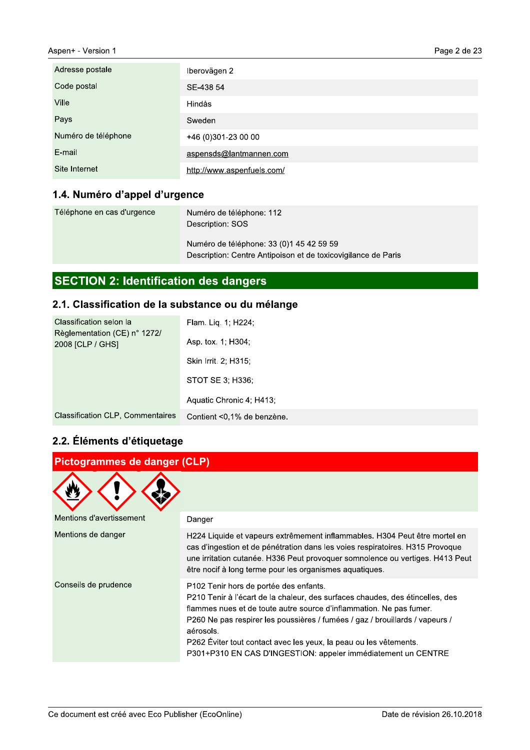| | |
|---|---|
| Adresse postale | Iberovägen 2 |
| Code postal | SE-438 54 |
| Ville | Hindås |
| Pays | Sweden |
| Numéro de téléphone | +46 (0)301-23 00 00 |
| E-mail | aspensds@lantmannen.com |
| Site Internet | http://www.aspenfuels.com/ |

### 1.4. Numéro d'appel d'urgence

| | |
|---|---|
| Téléphone en cas d'urgence | Numéro de téléphone: 112<br>Description: SOS<br><br>Numéro de téléphone: 33 (0)1 45 42 59 59<br>Description: Centre Antipoison et de toxicovigilance de Paris |

## SECTION 2: Identification des dangers

### 2.1. Classification de la substance ou du mélange

| | |
|---|---|
| Classification selon la Règlementation (CE) n° 1272/ 2008 [CLP / GHS] | Flam. Liq. 1; H224;<br><br>Asp. tox. 1; H304;<br><br>Skin Irrit. 2; H315;<br><br>STOT SE 3; H336;<br><br>Aquatic Chronic 4; H413; |
| Classification CLP, Commentaires | Contient <0,1% de benzène. |

### 2.2. Éléments d'étiquetage

**Pictogrammes de danger (CLP)**

| | |
|---|---|
| Mentions d'avertissement | Danger |
| Mentions de danger | H224 Liquide et vapeurs extrêmement inflammables. H304 Peut être mortel en cas d'ingestion et de pénétration dans les voies respiratoires. H315 Provoque une irritation cutanée. H336 Peut provoquer somnolence ou vertiges. H413 Peut être nocif à long terme pour les organismes aquatiques. |
| Conseils de prudence | P102 Tenir hors de portée des enfants.<br>P210 Tenir à l'écart de la chaleur, des surfaces chaudes, des étincelles, des flammes nues et de toute autre source d'inflammation. Ne pas fumer.<br>P260 Ne pas respirer les poussières / fumées / gaz / brouillards / vapeurs / aérosols.<br>P262 Éviter tout contact avec les yeux, la peau ou les vêtements.<br>P301+P310 EN CAS D'INGESTION: appeler immédiatement un CENTRE |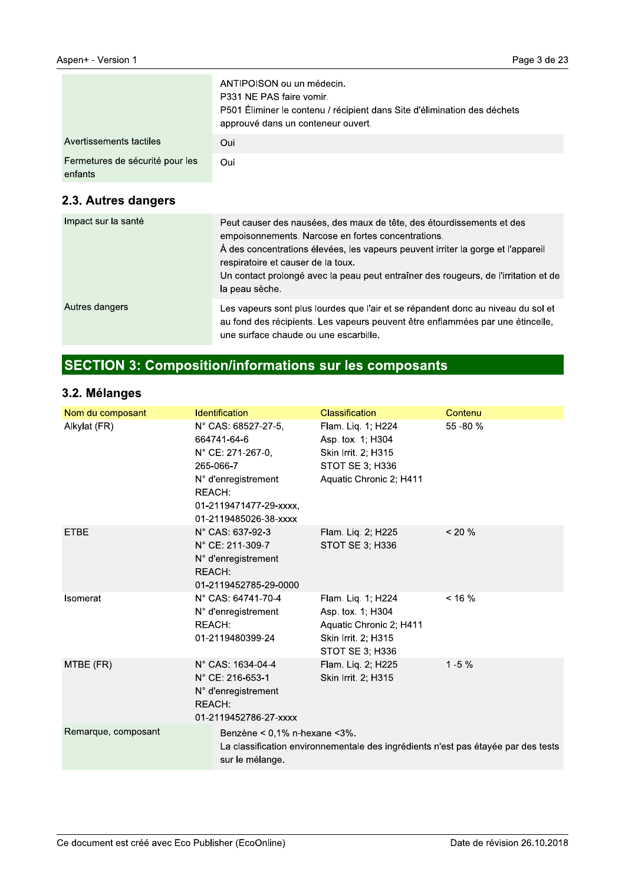| | |
|---|---|
| | ANTIPOISON ou un médecin.<br>P331 NE PAS faire vomir.<br>P501 Éliminer le contenu / récipient dans Site d'élimination des déchets approuvé dans un conteneur ouvert. |
| Avertissements tactiles | Oui |
| Fermetures de sécurité pour les enfants | Oui |

### 2.3. Autres dangers

| | |
|---|---|
| Impact sur la santé | Peut causer des nausées, des maux de tête, des étourdissements et des empoisonnements. Narcose en fortes concentrations.<br>À des concentrations élevées, les vapeurs peuvent irriter la gorge et l'appareil respiratoire et causer de la toux.<br>Un contact prolongé avec la peau peut entraîner des rougeurs, de l'irritation et de la peau sèche. |
| Autres dangers | Les vapeurs sont plus lourdes que l'air et se répandent donc au niveau du sol et au fond des récipients. Les vapeurs peuvent être enflammées par une étincelle, une surface chaude ou une escarbille. |

## SECTION 3: Composition/informations sur les composants

### 3.2. Mélanges

| Nom du composant | Identification | Classification | Contenu |
|---|---|---|---|
| Alkylat (FR) | N° CAS: 68527-27-5, 664741-64-6<br>N° CE: 271-267-0, 265-066-7<br>N° d'enregistrement REACH: 01-2119471477-29-xxxx, 01-2119485026-38-xxxx | Flam. Liq. 1; H224<br>Asp. tox. 1; H304<br>Skin Irrit. 2; H315<br>STOT SE 3; H336<br>Aquatic Chronic 2; H411 | 55 -80 % |
| ETBE | N° CAS: 637-92-3<br>N° CE: 211-309-7<br>N° d'enregistrement REACH: 01-2119452785-29-0000 | Flam. Liq. 2; H225<br>STOT SE 3; H336 | < 20 % |
| Isomerat | N° CAS: 64741-70-4<br>N° d'enregistrement REACH: 01-2119480399-24 | Flam. Liq. 1; H224<br>Asp. tox. 1; H304<br>Aquatic Chronic 2; H411<br>Skin Irrit. 2; H315<br>STOT SE 3; H336 | < 16 % |
| MTBE (FR) | N° CAS: 1634-04-4<br>N° CE: 216-653-1<br>N° d'enregistrement REACH: 01-2119452786-27-xxxx | Flam. Liq. 2; H225<br>Skin Irrit. 2; H315 | 1 -5 % |

| | |
|---|---|
| Remarque, composant | Benzène < 0,1% n-hexane <3%.<br>La classification environnementale des ingrédients n'est pas étayée par des tests sur le mélange. |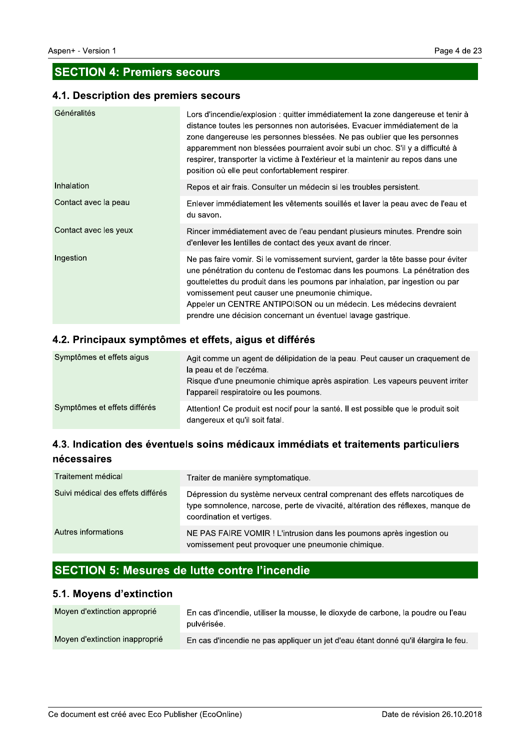## SECTION 4: Premiers secours

### 4.1. Description des premiers secours

| | |
|---|---|
| Généralités | Lors d'incendie/explosion : quitter immédiatement la zone dangereuse et tenir à distance toutes les personnes non autorisées. Evacuer immédiatement de la zone dangereuse les personnes blessées. Ne pas oublier que les personnes apparemment non blessées pourraient avoir subi un choc. S'il y a difficulté à respirer, transporter la victime à l'extérieur et la maintenir au repos dans une position où elle peut confortablement respirer. |
| Inhalation | Repos et air frais. Consulter un médecin si les troubles persistent. |
| Contact avec la peau | Enlever immédiatement les vêtements souillés et laver la peau avec de l'eau et du savon. |
| Contact avec les yeux | Rincer immédiatement avec de l'eau pendant plusieurs minutes. Prendre soin d'enlever les lentilles de contact des yeux avant de rincer. |
| Ingestion | Ne pas faire vomir. Si le vomissement survient, garder la tête basse pour éviter une pénétration du contenu de l'estomac dans les poumons. La pénétration des gouttelettes du produit dans les poumons par inhalation, par ingestion ou par vomissement peut causer une pneumonie chimique.<br>Appeler un CENTRE ANTIPOISON ou un médecin. Les médecins devraient prendre une décision concernant un éventuel lavage gastrique. |

### 4.2. Principaux symptômes et effets, aigus et différés

| | |
|---|---|
| Symptômes et effets aigus | Agit comme un agent de délipidation de la peau. Peut causer un craquement de la peau et de l'eczéma.<br>Risque d'une pneumonie chimique après aspiration. Les vapeurs peuvent irriter l'appareil respiratoire ou les poumons. |
| Symptômes et effets différés | Attention! Ce produit est nocif pour la santé. Il est possible que le produit soit dangereux et qu'il soit fatal. |

### 4.3. Indication des éventuels soins médicaux immédiats et traitements particuliers nécessaires

| | |
|---|---|
| Traitement médical | Traiter de manière symptomatique. |
| Suivi médical des effets différés | Dépression du système nerveux central comprenant des effets narcotiques de type somnolence, narcose, perte de vivacité, altération des réflexes, manque de coordination et vertiges. |
| Autres informations | NE PAS FAIRE VOMIR ! L'intrusion dans les poumons après ingestion ou vomissement peut provoquer une pneumonie chimique. |

## SECTION 5: Mesures de lutte contre l'incendie

### 5.1. Moyens d'extinction

| | |
|---|---|
| Moyen d'extinction approprié | En cas d'incendie, utiliser la mousse, le dioxyde de carbone, la poudre ou l'eau pulvérisée. |
| Moyen d'extinction inapproprié | En cas d'incendie ne pas appliquer un jet d'eau étant donné qu'il élargira le feu. |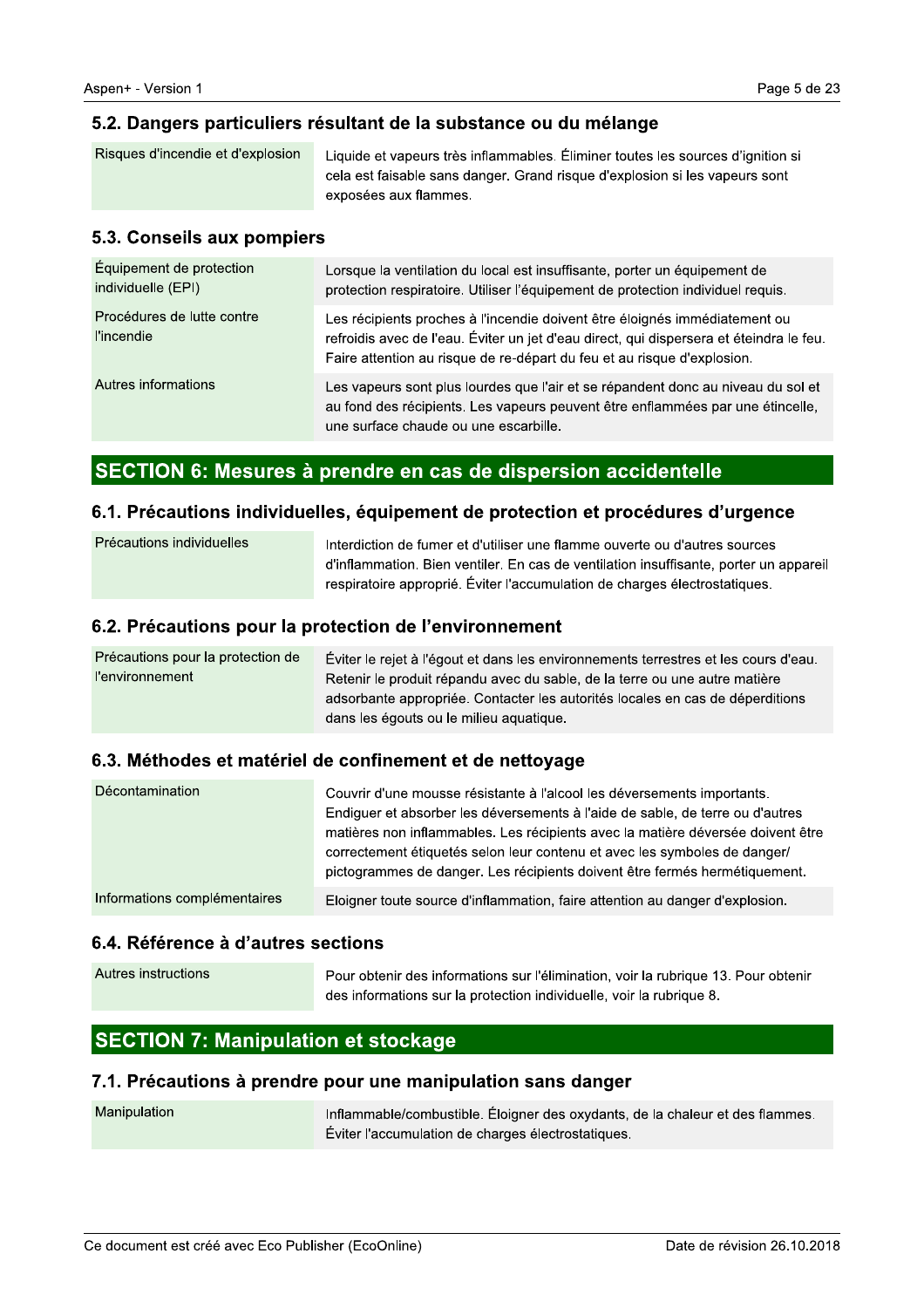### 5.2. Dangers particuliers résultant de la substance ou du mélange

| | |
|---|---|
| Risques d'incendie et d'explosion | Liquide et vapeurs très inflammables. Éliminer toutes les sources d'ignition si cela est faisable sans danger. Grand risque d'explosion si les vapeurs sont exposées aux flammes. |

### 5.3. Conseils aux pompiers

| | |
|---|---|
| Équipement de protection individuelle (EPI) | Lorsque la ventilation du local est insuffisante, porter un équipement de protection respiratoire. Utiliser l'équipement de protection individuel requis. |
| Procédures de lutte contre l'incendie | Les récipients proches à l'incendie doivent être éloignés immédiatement ou refroidis avec de l'eau. Éviter un jet d'eau direct, qui dispersera et éteindra le feu. Faire attention au risque de re-départ du feu et au risque d'explosion. |
| Autres informations | Les vapeurs sont plus lourdes que l'air et se répandent donc au niveau du sol et au fond des récipients. Les vapeurs peuvent être enflammées par une étincelle, une surface chaude ou une escarbille. |

## SECTION 6: Mesures à prendre en cas de dispersion accidentelle

### 6.1. Précautions individuelles, équipement de protection et procédures d'urgence

| | |
|---|---|
| Précautions individuelles | Interdiction de fumer et d'utiliser une flamme ouverte ou d'autres sources d'inflammation. Bien ventiler. En cas de ventilation insuffisante, porter un appareil respiratoire approprié. Éviter l'accumulation de charges électrostatiques. |

### 6.2. Précautions pour la protection de l'environnement

| | |
|---|---|
| Précautions pour la protection de l'environnement | Éviter le rejet à l'égout et dans les environnements terrestres et les cours d'eau. Retenir le produit répandu avec du sable, de la terre ou une autre matière adsorbante appropriée. Contacter les autorités locales en cas de déperditions dans les égouts ou le milieu aquatique. |

### 6.3. Méthodes et matériel de confinement et de nettoyage

| | |
|---|---|
| Décontamination | Couvrir d'une mousse résistante à l'alcool les déversements importants. Endiguer et absorber les déversements à l'aide de sable, de terre ou d'autres matières non inflammables. Les récipients avec la matière déversée doivent être correctement étiquetés selon leur contenu et avec les symboles de danger/ pictogrammes de danger. Les récipients doivent être fermés hermétiquement. |
| Informations complémentaires | Eloigner toute source d'inflammation, faire attention au danger d'explosion. |

### 6.4. Référence à d'autres sections

| | |
|---|---|
| Autres instructions | Pour obtenir des informations sur l'élimination, voir la rubrique 13. Pour obtenir des informations sur la protection individuelle, voir la rubrique 8. |

## SECTION 7: Manipulation et stockage

### 7.1. Précautions à prendre pour une manipulation sans danger

| | |
|---|---|
| Manipulation | Inflammable/combustible. Éloigner des oxydants, de la chaleur et des flammes. Éviter l'accumulation de charges électrostatiques. |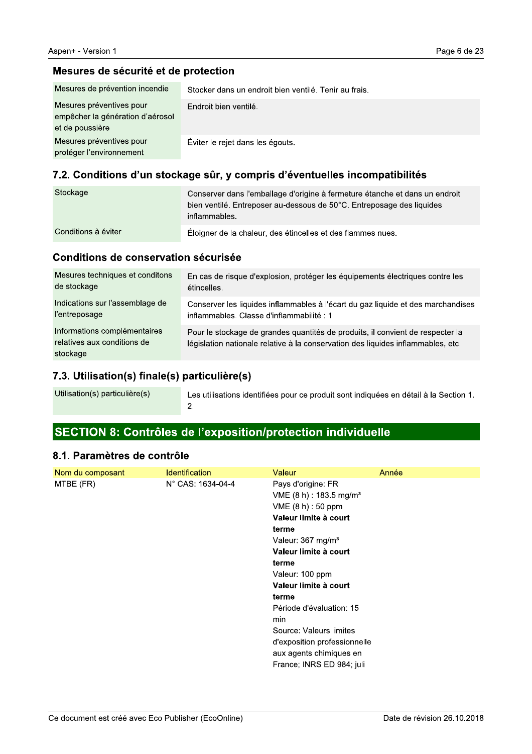### Mesures de sécurité et de protection

| | |
|---|---|
| Mesures de prévention incendie | Stocker dans un endroit bien ventilé. Tenir au frais. |
| Mesures préventives pour empêcher la génération d'aérosol et de poussière | Endroit bien ventilé. |
| Mesures préventives pour protéger l'environnement | Éviter le rejet dans les égouts. |

## 7.2. Conditions d'un stockage sûr, y compris d'éventuelles incompatibilités

| | |
|---|---|
| Stockage | Conserver dans l'emballage d'origine à fermeture étanche et dans un endroit bien ventilé. Entreposer au-dessous de 50°C. Entreposage des liquides inflammables. |
| Conditions à éviter | Éloigner de la chaleur, des étincelles et des flammes nues. |

### Conditions de conservation sécurisée

| | |
|---|---|
| Mesures techniques et conditons de stockage | En cas de risque d'explosion, protéger les équipements électriques contre les étincelles. |
| Indications sur l'assemblage de l'entreposage | Conserver les liquides inflammables à l'écart du gaz liquide et des marchandises inflammables. Classe d'inflammabilité : 1 |
| Informations complémentaires relatives aux conditions de stockage | Pour le stockage de grandes quantités de produits, il convient de respecter la législation nationale relative à la conservation des liquides inflammables, etc. |

## 7.3. Utilisation(s) finale(s) particulière(s)

| | |
|---|---|
| Utilisation(s) particulière(s) | Les utilisations identifiées pour ce produit sont indiquées en détail à la Section 1. 2. |

# SECTION 8: Contrôles de l'exposition/protection individuelle

## 8.1. Paramètres de contrôle

| Nom du composant | Identification | Valeur | Année |
|---|---|---|---|
| MTBE (FR) | N° CAS: 1634-04-4 | Pays d'origine: FR<br>VME (8 h) : 183.5 mg/m³<br>VME (8 h) : 50 ppm<br>**Valeur limite à court terme**<br>Valeur: 367 mg/m³<br>**Valeur limite à court terme**<br>Valeur: 100 ppm<br>**Valeur limite à court terme**<br>Période d'évaluation: 15 min<br>Source: Valeurs limites d'exposition professionnelle aux agents chimiques en France; INRS ED 984; juli | |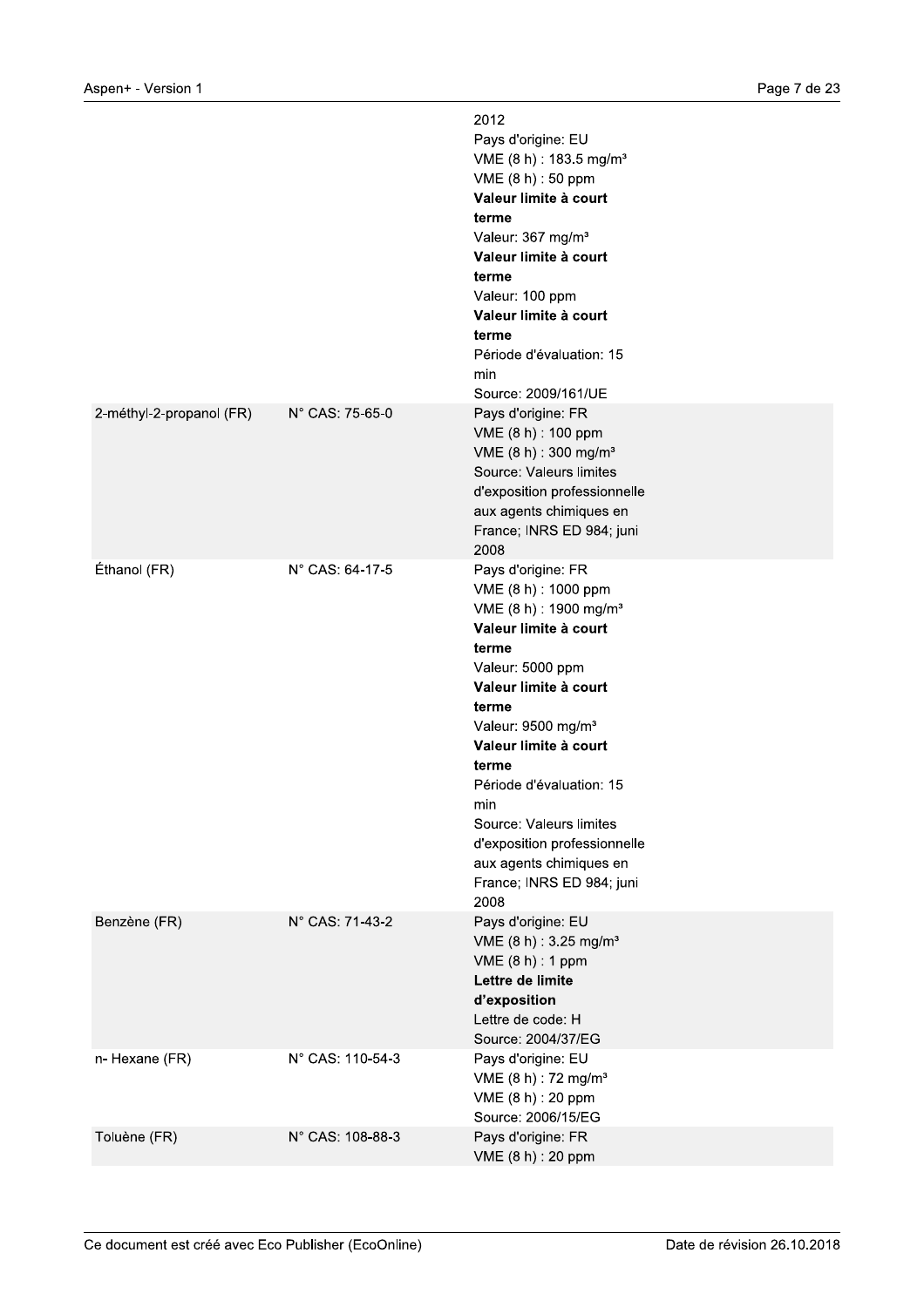| | | |
|---|---|---|
| | | 2012<br>Pays d'origine: EU<br>VME (8 h) : 183.5 mg/m³<br>VME (8 h) : 50 ppm<br>**Valeur limite à court terme**<br>Valeur: 367 mg/m³<br>**Valeur limite à court terme**<br>Valeur: 100 ppm<br>**Valeur limite à court terme**<br>Période d'évaluation: 15 min<br>Source: 2009/161/UE |
| 2-méthyl-2-propanol (FR) | N° CAS: 75-65-0 | Pays d'origine: FR<br>VME (8 h) : 100 ppm<br>VME (8 h) : 300 mg/m³<br>Source: Valeurs limites d'exposition professionnelle aux agents chimiques en France; INRS ED 984; juni 2008 |
| Éthanol (FR) | N° CAS: 64-17-5 | Pays d'origine: FR<br>VME (8 h) : 1000 ppm<br>VME (8 h) : 1900 mg/m³<br>**Valeur limite à court terme**<br>Valeur: 5000 ppm<br>**Valeur limite à court terme**<br>Valeur: 9500 mg/m³<br>**Valeur limite à court terme**<br>Période d'évaluation: 15 min<br>Source: Valeurs limites d'exposition professionnelle aux agents chimiques en France; INRS ED 984; juni 2008 |
| Benzène (FR) | N° CAS: 71-43-2 | Pays d'origine: EU<br>VME (8 h) : 3.25 mg/m³<br>VME (8 h) : 1 ppm<br>**Lettre de limite d'exposition**<br>Lettre de code: H<br>Source: 2004/37/EG |
| n- Hexane (FR) | N° CAS: 110-54-3 | Pays d'origine: EU<br>VME (8 h) : 72 mg/m³<br>VME (8 h) : 20 ppm<br>Source: 2006/15/EG |
| Toluène (FR) | N° CAS: 108-88-3 | Pays d'origine: FR<br>VME (8 h) : 20 ppm |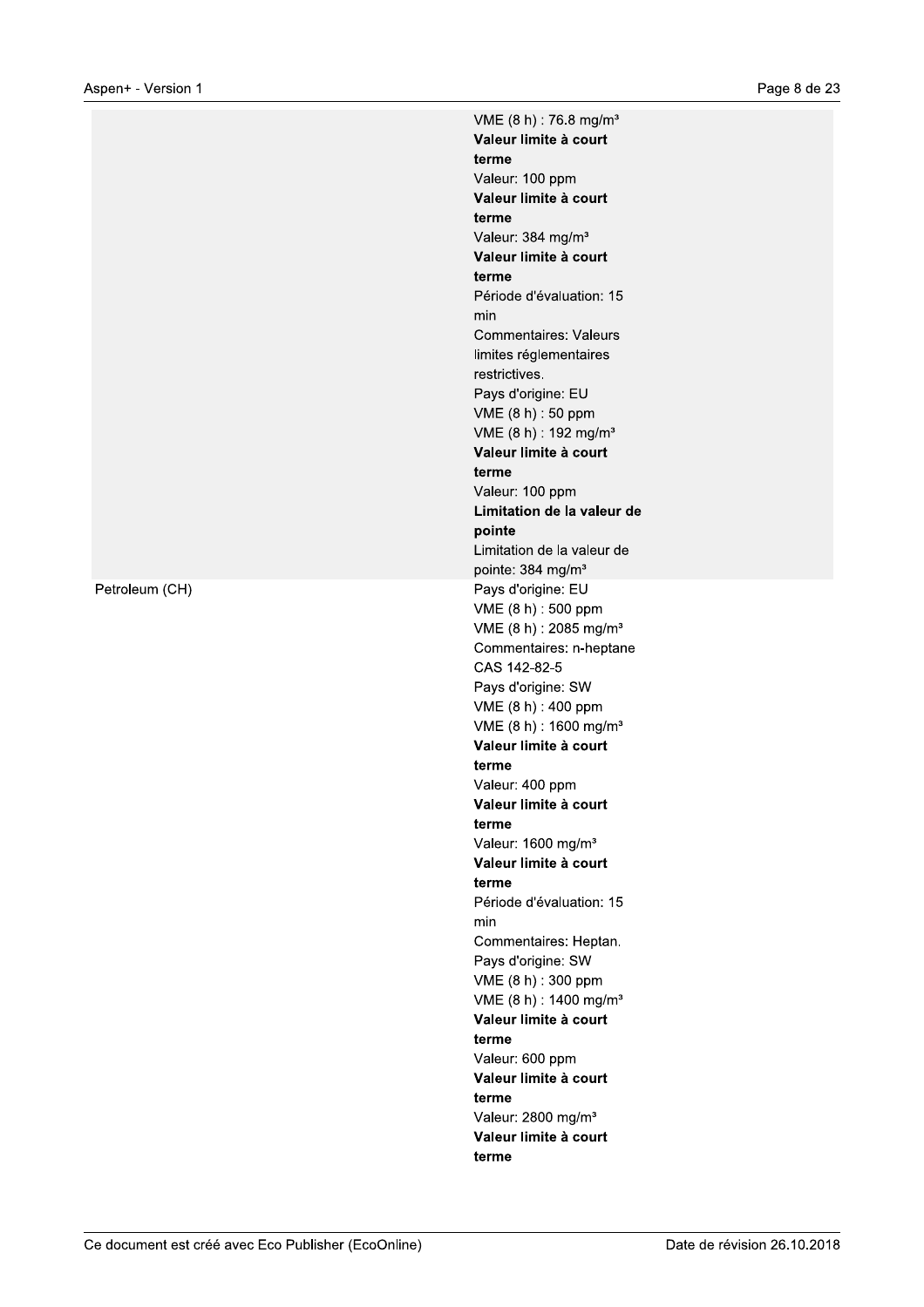| | |
|---|---|
| | VME (8 h) : 76.8 mg/m³<br>**Valeur limite à court terme**<br>Valeur: 100 ppm<br>**Valeur limite à court terme**<br>Valeur: 384 mg/m³<br>**Valeur limite à court terme**<br>Période d'évaluation: 15 min<br>Commentaires: Valeurs limites réglementaires restrictives.<br>Pays d'origine: EU<br>VME (8 h) : 50 ppm<br>VME (8 h) : 192 mg/m³<br>**Valeur limite à court terme**<br>Valeur: 100 ppm<br>**Limitation de la valeur de pointe**<br>Limitation de la valeur de pointe: 384 mg/m³ |
| Petroleum (CH) | Pays d'origine: EU<br>VME (8 h) : 500 ppm<br>VME (8 h) : 2085 mg/m³<br>Commentaires: n-heptane CAS 142-82-5<br>Pays d'origine: SW<br>VME (8 h) : 400 ppm<br>VME (8 h) : 1600 mg/m³<br>**Valeur limite à court terme**<br>Valeur: 400 ppm<br>**Valeur limite à court terme**<br>Valeur: 1600 mg/m³<br>**Valeur limite à court terme**<br>Période d'évaluation: 15 min<br>Commentaires: Heptan.<br>Pays d'origine: SW<br>VME (8 h) : 300 ppm<br>VME (8 h) : 1400 mg/m³<br>**Valeur limite à court terme**<br>Valeur: 600 ppm<br>**Valeur limite à court terme**<br>Valeur: 2800 mg/m³<br>**Valeur limite à court terme** |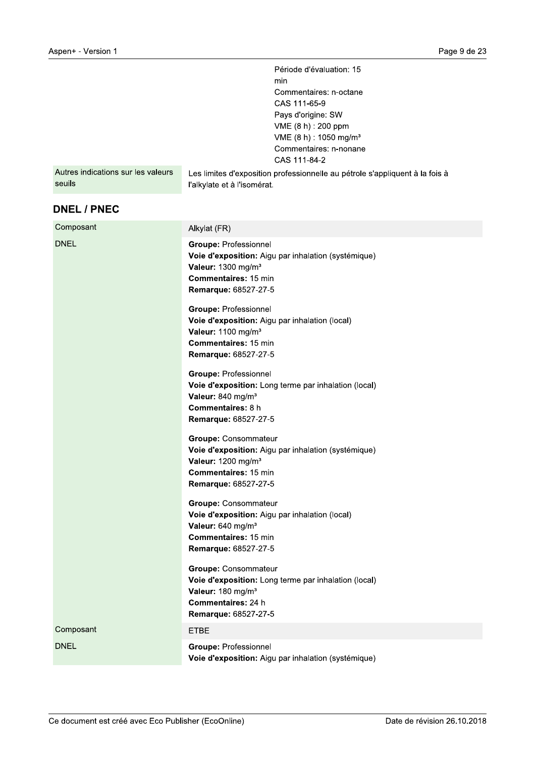| | |
|---|---|
| | Période d'évaluation: 15 min<br>Commentaires: n-octane<br>CAS 111-65-9<br>Pays d'origine: SW<br>VME (8 h) : 200 ppm<br>VME (8 h) : 1050 mg/m³<br>Commentaires: n-nonane<br>CAS 111-84-2 |
| Autres indications sur les valeurs seuils | Les limites d'exposition professionnelle au pétrole s'appliquent à la fois à l'alkylate et à l'isomérat. |

## DNEL / PNEC

| | |
|---|---|
| Composant | Alkylat (FR) |
| DNEL | **Groupe:** Professionnel<br>**Voie d'exposition:** Aigu par inhalation (systémique)<br>**Valeur:** 1300 mg/m³<br>**Commentaires:** 15 min<br>**Remarque:** 68527-27-5<br><br>**Groupe:** Professionnel<br>**Voie d'exposition:** Aigu par inhalation (local)<br>**Valeur:** 1100 mg/m³<br>**Commentaires:** 15 min<br>**Remarque:** 68527-27-5<br><br>**Groupe:** Professionnel<br>**Voie d'exposition:** Long terme par inhalation (local)<br>**Valeur:** 840 mg/m³<br>**Commentaires:** 8 h<br>**Remarque:** 68527-27-5<br><br>**Groupe:** Consommateur<br>**Voie d'exposition:** Aigu par inhalation (systémique)<br>**Valeur:** 1200 mg/m³<br>**Commentaires:** 15 min<br>**Remarque:** 68527-27-5<br><br>**Groupe:** Consommateur<br>**Voie d'exposition:** Aigu par inhalation (local)<br>**Valeur:** 640 mg/m³<br>**Commentaires:** 15 min<br>**Remarque:** 68527-27-5<br><br>**Groupe:** Consommateur<br>**Voie d'exposition:** Long terme par inhalation (local)<br>**Valeur:** 180 mg/m³<br>**Commentaires:** 24 h<br>**Remarque:** 68527-27-5 |
| Composant | ETBE |
| DNEL | **Groupe:** Professionnel<br>**Voie d'exposition:** Aigu par inhalation (systémique) |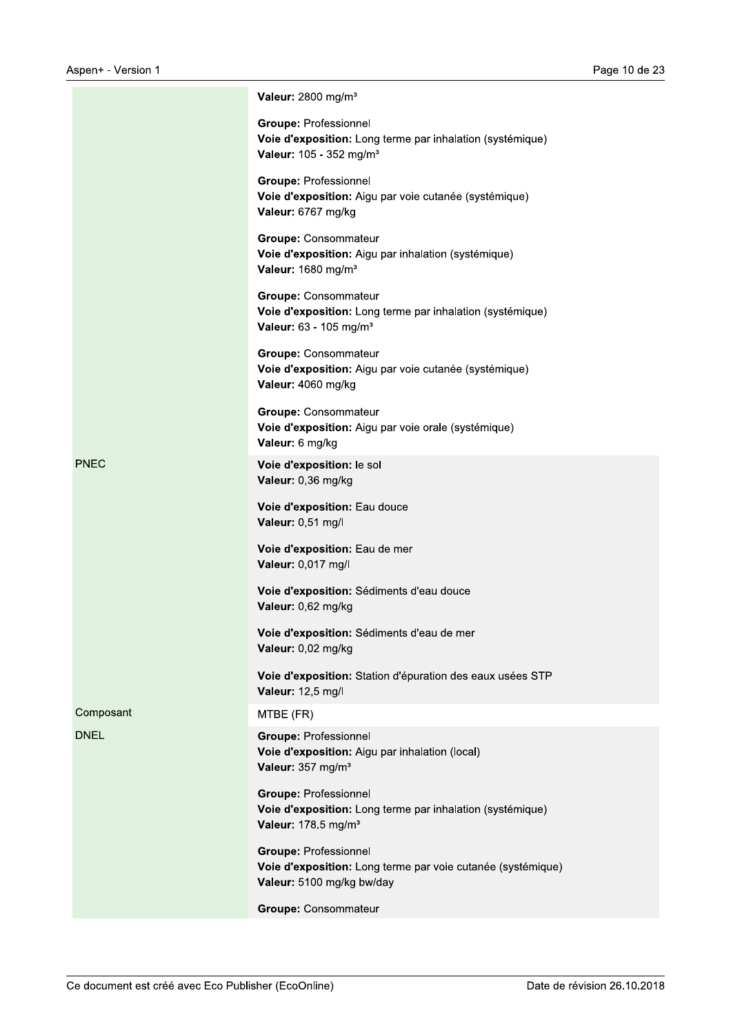| | |
|---|---|
| | **Valeur:** 2800 mg/m³<br><br>**Groupe:** Professionnel<br>**Voie d'exposition:** Long terme par inhalation (systémique)<br>**Valeur:** 105 - 352 mg/m³<br><br>**Groupe:** Professionnel<br>**Voie d'exposition:** Aigu par voie cutanée (systémique)<br>**Valeur:** 6767 mg/kg<br><br>**Groupe:** Consommateur<br>**Voie d'exposition:** Aigu par inhalation (systémique)<br>**Valeur:** 1680 mg/m³<br><br>**Groupe:** Consommateur<br>**Voie d'exposition:** Long terme par inhalation (systémique)<br>**Valeur:** 63 - 105 mg/m³<br><br>**Groupe:** Consommateur<br>**Voie d'exposition:** Aigu par voie cutanée (systémique)<br>**Valeur:** 4060 mg/kg<br><br>**Groupe:** Consommateur<br>**Voie d'exposition:** Aigu par voie orale (systémique)<br>**Valeur:** 6 mg/kg |
| PNEC | **Voie d'exposition:** le sol<br>**Valeur:** 0,36 mg/kg<br><br>**Voie d'exposition:** Eau douce<br>**Valeur:** 0,51 mg/l<br><br>**Voie d'exposition:** Eau de mer<br>**Valeur:** 0,017 mg/l<br><br>**Voie d'exposition:** Sédiments d'eau douce<br>**Valeur:** 0,62 mg/kg<br><br>**Voie d'exposition:** Sédiments d'eau de mer<br>**Valeur:** 0,02 mg/kg<br><br>**Voie d'exposition:** Station d'épuration des eaux usées STP<br>**Valeur:** 12,5 mg/l |
| Composant | MTBE (FR) |
| DNEL | **Groupe:** Professionnel<br>**Voie d'exposition:** Aigu par inhalation (local)<br>**Valeur:** 357 mg/m³<br><br>**Groupe:** Professionnel<br>**Voie d'exposition:** Long terme par inhalation (systémique)<br>**Valeur:** 178.5 mg/m³<br><br>**Groupe:** Professionnel<br>**Voie d'exposition:** Long terme par voie cutanée (systémique)<br>**Valeur:** 5100 mg/kg bw/day<br><br>**Groupe:** Consommateur |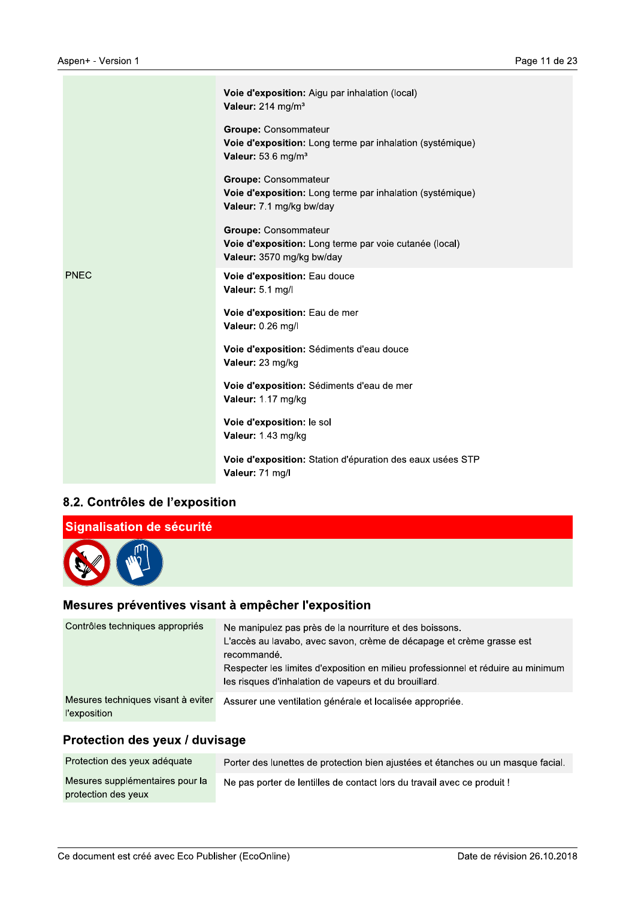| | |
|---|---|
| | **Voie d'exposition:** Aigu par inhalation (local)<br>**Valeur:** 214 mg/m³<br><br>**Groupe:** Consommateur<br>**Voie d'exposition:** Long terme par inhalation (systémique)<br>**Valeur:** 53.6 mg/m³<br><br>**Groupe:** Consommateur<br>**Voie d'exposition:** Long terme par inhalation (systémique)<br>**Valeur:** 7.1 mg/kg bw/day<br><br>**Groupe:** Consommateur<br>**Voie d'exposition:** Long terme par voie cutanée (local)<br>**Valeur:** 3570 mg/kg bw/day |
| PNEC | **Voie d'exposition:** Eau douce<br>**Valeur:** 5.1 mg/l<br><br>**Voie d'exposition:** Eau de mer<br>**Valeur:** 0.26 mg/l<br><br>**Voie d'exposition:** Sédiments d'eau douce<br>**Valeur:** 23 mg/kg<br><br>**Voie d'exposition:** Sédiments d'eau de mer<br>**Valeur:** 1.17 mg/kg<br><br>**Voie d'exposition:** le sol<br>**Valeur:** 1.43 mg/kg<br><br>**Voie d'exposition:** Station d'épuration des eaux usées STP<br>**Valeur:** 71 mg/l |

## 8.2. Contrôles de l'exposition

### Signalisation de sécurité

### Mesures préventives visant à empêcher l'exposition

| | |
|---|---|
| Contrôles techniques appropriés | Ne manipulez pas près de la nourriture et des boissons.<br>L'accès au lavabo, avec savon, crème de décapage et crème grasse est recommandé.<br>Respecter les limites d'exposition en milieu professionnel et réduire au minimum les risques d'inhalation de vapeurs et du brouillard. |
| Mesures techniques visant à eviter l'exposition | Assurer une ventilation générale et localisée appropriée. |

### Protection des yeux / duvisage

| | |
|---|---|
| Protection des yeux adéquate | Porter des lunettes de protection bien ajustées et étanches ou un masque facial. |
| Mesures supplémentaires pour la protection des yeux | Ne pas porter de lentilles de contact lors du travail avec ce produit ! |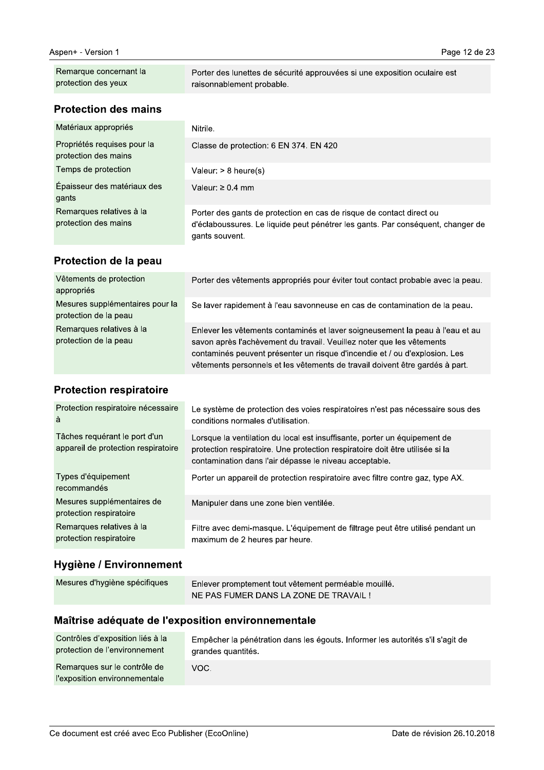| | |
|---|---|
| Remarque concernant la protection des yeux | Porter des lunettes de sécurité approuvées si une exposition oculaire est raisonnablement probable. |

### Protection des mains

| | |
|---|---|
| Matériaux appropriés | Nitrile. |
| Propriétés requises pour la protection des mains | Classe de protection: 6 EN 374. EN 420 |
| Temps de protection | Valeur: > 8 heure(s) |
| Épaisseur des matériaux des gants | Valeur: ≥ 0.4 mm |
| Remarques relatives à la protection des mains | Porter des gants de protection en cas de risque de contact direct ou d'éclaboussures. Le liquide peut pénétrer les gants. Par conséquent, changer de gants souvent. |

### Protection de la peau

| | |
|---|---|
| Vêtements de protection appropriés | Porter des vêtements appropriés pour éviter tout contact probable avec la peau. |
| Mesures supplémentaires pour la protection de la peau | Se laver rapidement à l'eau savonneuse en cas de contamination de la peau. |
| Remarques relatives à la protection de la peau | Enlever les vêtements contaminés et laver soigneusement la peau à l'eau et au savon après l'achèvement du travail. Veuillez noter que les vêtements contaminés peuvent présenter un risque d'incendie et / ou d'explosion. Les vêtements personnels et les vêtements de travail doivent être gardés à part. |

### Protection respiratoire

| | |
|---|---|
| Protection respiratoire nécessaire à | Le système de protection des voies respiratoires n'est pas nécessaire sous des conditions normales d'utilisation. |
| Tâches requérant le port d'un appareil de protection respiratoire | Lorsque la ventilation du local est insuffisante, porter un équipement de protection respiratoire. Une protection respiratoire doit être utilisée si la contamination dans l'air dépasse le niveau acceptable. |
| Types d'équipement recommandés | Porter un appareil de protection respiratoire avec filtre contre gaz, type AX. |
| Mesures supplémentaires de protection respiratoire | Manipuler dans une zone bien ventilée. |
| Remarques relatives à la protection respiratoire | Filtre avec demi-masque. L'équipement de filtrage peut être utilisé pendant un maximum de 2 heures par heure. |

### Hygiène / Environnement

| | |
|---|---|
| Mesures d'hygiène spécifiques | Enlever promptement tout vêtement perméable mouillé.<br>NE PAS FUMER DANS LA ZONE DE TRAVAIL ! |

### Maîtrise adéquate de l'exposition environnementale

| | |
|---|---|
| Contrôles d'exposition liés à la protection de l'environnement | Empêcher la pénétration dans les égouts. Informer les autorités s'il s'agit de grandes quantités. |
| Remarques sur le contrôle de l'exposition environnementale | VOC. |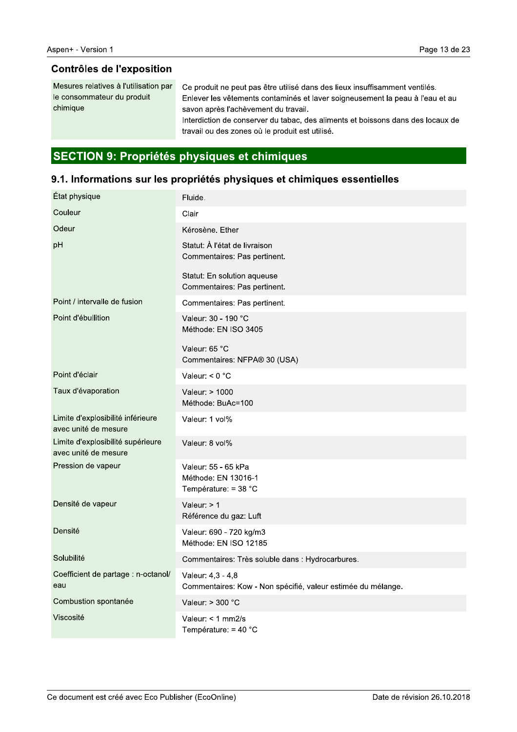### Contrôles de l'exposition

| | |
|---|---|
| Mesures relatives à l'utilisation par le consommateur du produit chimique | Ce produit ne peut pas être utilisé dans des lieux insuffisamment ventilés.<br>Enlever les vêtements contaminés et laver soigneusement la peau à l'eau et au savon après l'achèvement du travail.<br>Interdiction de conserver du tabac, des aliments et boissons dans des locaux de travail ou des zones où le produit est utilisé. |

## SECTION 9: Propriétés physiques et chimiques

### 9.1. Informations sur les propriétés physiques et chimiques essentielles

| | |
|---|---|
| État physique | Fluide. |
| Couleur | Clair |
| Odeur | Kérosène. Ether |
| pH | Statut: À l'état de livraison<br>Commentaires: Pas pertinent.<br><br>Statut: En solution aqueuse<br>Commentaires: Pas pertinent. |
| Point / intervalle de fusion | Commentaires: Pas pertinent. |
| Point d'ébullition | Valeur: 30 - 190 °C<br>Méthode: EN ISO 3405<br><br>Valeur: 65 °C<br>Commentaires: NFPA® 30 (USA) |
| Point d'éclair | Valeur: < 0 °C |
| Taux d'évaporation | Valeur: > 1000<br>Méthode: BuAc=100 |
| Limite d'explosibilité inférieure avec unité de mesure | Valeur: 1 vol% |
| Limite d'explosibilité supérieure avec unité de mesure | Valeur: 8 vol% |
| Pression de vapeur | Valeur: 55 - 65 kPa<br>Méthode: EN 13016-1<br>Température: = 38 °C |
| Densité de vapeur | Valeur: > 1<br>Référence du gaz: Luft |
| Densité | Valeur: 690 - 720 kg/m3<br>Méthode: EN ISO 12185 |
| Solubilité | Commentaires: Très soluble dans : Hydrocarbures. |
| Coefficient de partage : n-octanol/eau | Valeur: 4,3 - 4,8<br>Commentaires: Kow - Non spécifié, valeur estimée du mélange. |
| Combustion spontanée | Valeur: > 300 °C |
| Viscosité | Valeur: < 1 mm2/s<br>Température: = 40 °C |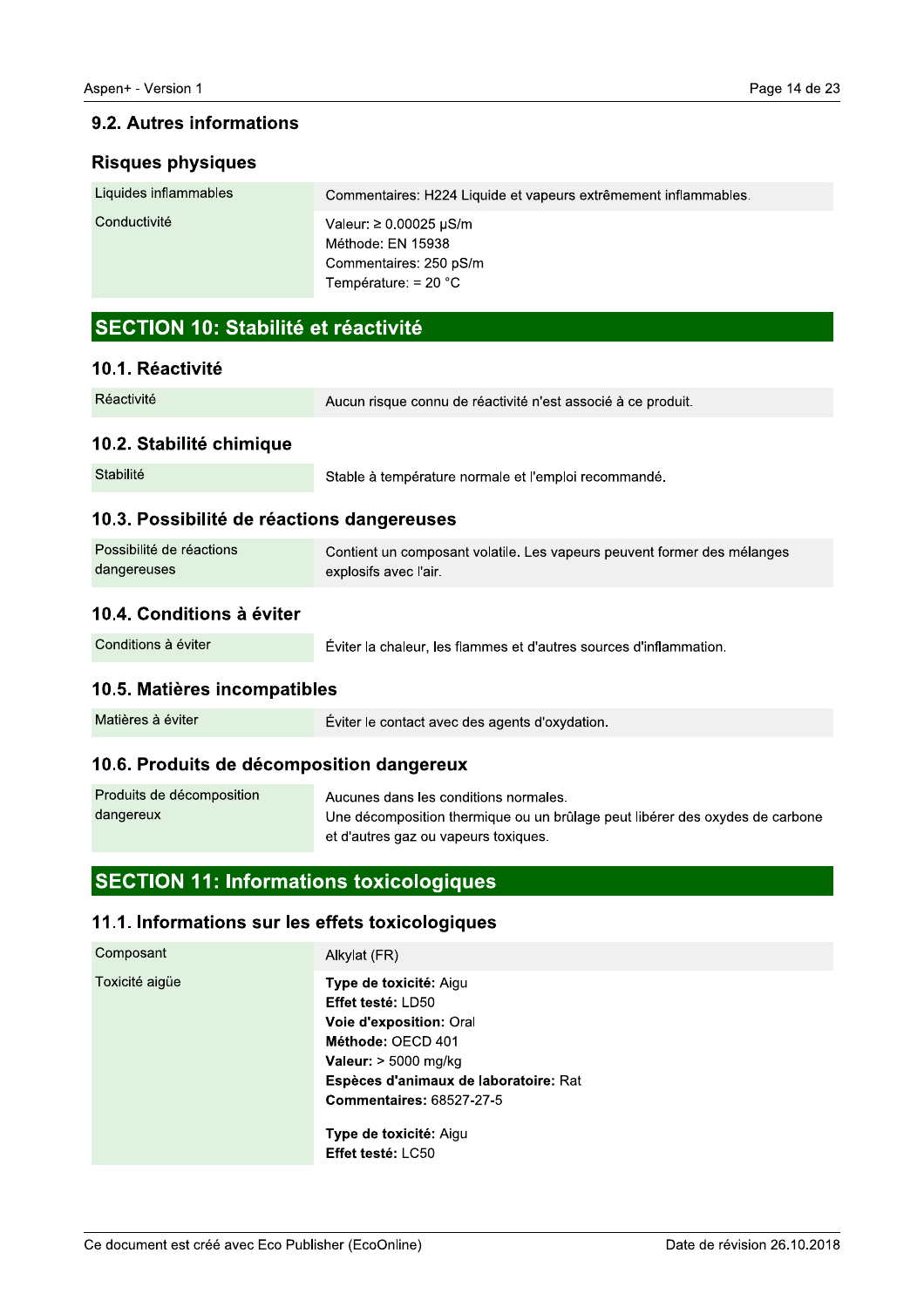### 9.2. Autres informations

#### Risques physiques

| | |
|---|---|
| Liquides inflammables | Commentaires: H224 Liquide et vapeurs extrêmement inflammables. |
| Conductivité | Valeur: ≥ 0.00025 µS/m<br>Méthode: EN 15938<br>Commentaires: 250 pS/m<br>Température: = 20 °C |

## SECTION 10: Stabilité et réactivité

### 10.1. Réactivité

| | |
|---|---|
| Réactivité | Aucun risque connu de réactivité n'est associé à ce produit. |

### 10.2. Stabilité chimique

| | |
|---|---|
| Stabilité | Stable à température normale et l'emploi recommandé. |

### 10.3. Possibilité de réactions dangereuses

| | |
|---|---|
| Possibilité de réactions dangereuses | Contient un composant volatile. Les vapeurs peuvent former des mélanges explosifs avec l'air. |

### 10.4. Conditions à éviter

| | |
|---|---|
| Conditions à éviter | Éviter la chaleur, les flammes et d'autres sources d'inflammation. |

### 10.5. Matières incompatibles

| | |
|---|---|
| Matières à éviter | Éviter le contact avec des agents d'oxydation. |

### 10.6. Produits de décomposition dangereux

| | |
|---|---|
| Produits de décomposition dangereux | Aucunes dans les conditions normales.<br>Une décomposition thermique ou un brûlage peut libérer des oxydes de carbone et d'autres gaz ou vapeurs toxiques. |

## SECTION 11: Informations toxicologiques

### 11.1. Informations sur les effets toxicologiques

| | |
|---|---|
| Composant | Alkylat (FR) |
| Toxicité aigüe | **Type de toxicité:** Aigu<br>**Effet testé:** LD50<br>**Voie d'exposition:** Oral<br>**Méthode:** OECD 401<br>**Valeur:** > 5000 mg/kg<br>**Espèces d'animaux de laboratoire:** Rat<br>**Commentaires:** 68527-27-5<br><br>**Type de toxicité:** Aigu<br>**Effet testé:** LC50 |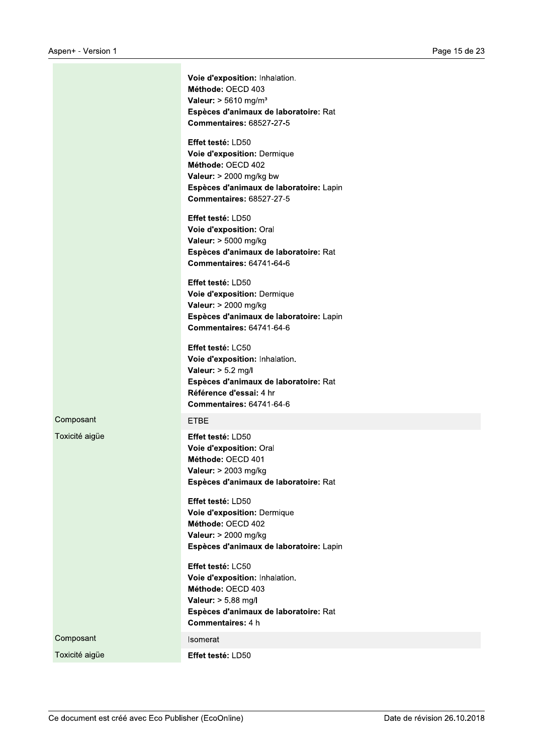|  |  |
|---|---|
|  | **Voie d'exposition:** Inhalation.<br>**Méthode:** OECD 403<br>**Valeur:** > 5610 mg/m³<br>**Espèces d'animaux de laboratoire:** Rat<br>**Commentaires:** 68527-27-5<br><br>**Effet testé:** LD50<br>**Voie d'exposition:** Dermique<br>**Méthode:** OECD 402<br>**Valeur:** > 2000 mg/kg bw<br>**Espèces d'animaux de laboratoire:** Lapin<br>**Commentaires:** 68527-27-5<br><br>**Effet testé:** LD50<br>**Voie d'exposition:** Oral<br>**Valeur:** > 5000 mg/kg<br>**Espèces d'animaux de laboratoire:** Rat<br>**Commentaires:** 64741-64-6<br><br>**Effet testé:** LD50<br>**Voie d'exposition:** Dermique<br>**Valeur:** > 2000 mg/kg<br>**Espèces d'animaux de laboratoire:** Lapin<br>**Commentaires:** 64741-64-6<br><br>**Effet testé:** LC50<br>**Voie d'exposition:** Inhalation.<br>**Valeur:** > 5.2 mg/l<br>**Espèces d'animaux de laboratoire:** Rat<br>**Référence d'essai:** 4 hr<br>**Commentaires:** 64741-64-6 |
| Composant | ETBE |
| Toxicité aigüe | **Effet testé:** LD50<br>**Voie d'exposition:** Oral<br>**Méthode:** OECD 401<br>**Valeur:** > 2003 mg/kg<br>**Espèces d'animaux de laboratoire:** Rat<br><br>**Effet testé:** LD50<br>**Voie d'exposition:** Dermique<br>**Méthode:** OECD 402<br>**Valeur:** > 2000 mg/kg<br>**Espèces d'animaux de laboratoire:** Lapin<br><br>**Effet testé:** LC50<br>**Voie d'exposition:** Inhalation.<br>**Méthode:** OECD 403<br>**Valeur:** > 5.88 mg/l<br>**Espèces d'animaux de laboratoire:** Rat<br>**Commentaires:** 4 h |
| Composant | Isomerat |
| Toxicité aigüe | **Effet testé:** LD50 |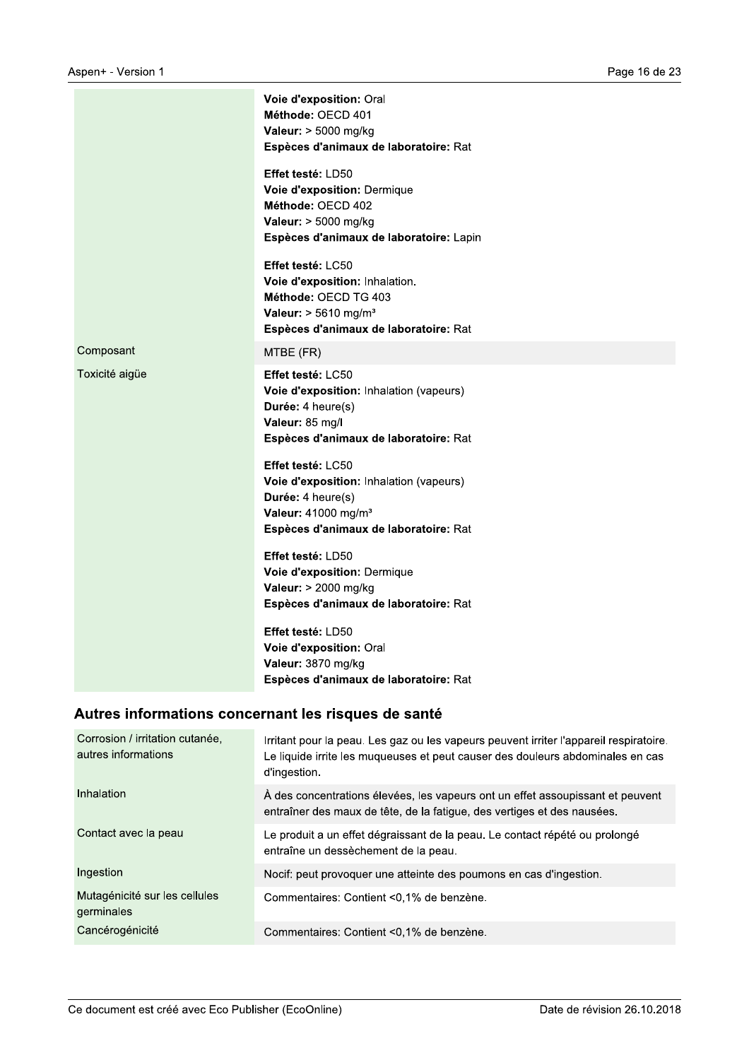| | |
|---|---|
| | **Voie d'exposition:** Oral<br>**Méthode:** OECD 401<br>**Valeur:** > 5000 mg/kg<br>**Espèces d'animaux de laboratoire:** Rat<br><br>**Effet testé:** LD50<br>**Voie d'exposition:** Dermique<br>**Méthode:** OECD 402<br>**Valeur:** > 5000 mg/kg<br>**Espèces d'animaux de laboratoire:** Lapin<br><br>**Effet testé:** LC50<br>**Voie d'exposition:** Inhalation.<br>**Méthode:** OECD TG 403<br>**Valeur:** > 5610 mg/m³<br>**Espèces d'animaux de laboratoire:** Rat |
| Composant | MTBE (FR) |
| Toxicité aigüe | **Effet testé:** LC50<br>**Voie d'exposition:** Inhalation (vapeurs)<br>**Durée:** 4 heure(s)<br>**Valeur:** 85 mg/l<br>**Espèces d'animaux de laboratoire:** Rat<br><br>**Effet testé:** LC50<br>**Voie d'exposition:** Inhalation (vapeurs)<br>**Durée:** 4 heure(s)<br>**Valeur:** 41000 mg/m³<br>**Espèces d'animaux de laboratoire:** Rat<br><br>**Effet testé:** LD50<br>**Voie d'exposition:** Dermique<br>**Valeur:** > 2000 mg/kg<br>**Espèces d'animaux de laboratoire:** Rat<br><br>**Effet testé:** LD50<br>**Voie d'exposition:** Oral<br>**Valeur:** 3870 mg/kg<br>**Espèces d'animaux de laboratoire:** Rat |

## Autres informations concernant les risques de santé

| | |
|---|---|
| Corrosion / irritation cutanée, autres informations | Irritant pour la peau. Les gaz ou les vapeurs peuvent irriter l'appareil respiratoire. Le liquide irrite les muqueuses et peut causer des douleurs abdominales en cas d'ingestion. |
| Inhalation | À des concentrations élevées, les vapeurs ont un effet assoupissant et peuvent entraîner des maux de tête, de la fatigue, des vertiges et des nausées. |
| Contact avec la peau | Le produit a un effet dégraissant de la peau. Le contact répété ou prolongé entraîne un dessèchement de la peau. |
| Ingestion | Nocif: peut provoquer une atteinte des poumons en cas d'ingestion. |
| Mutagénicité sur les cellules germinales | Commentaires: Contient <0,1% de benzène. |
| Cancérogénicité | Commentaires: Contient <0,1% de benzène. |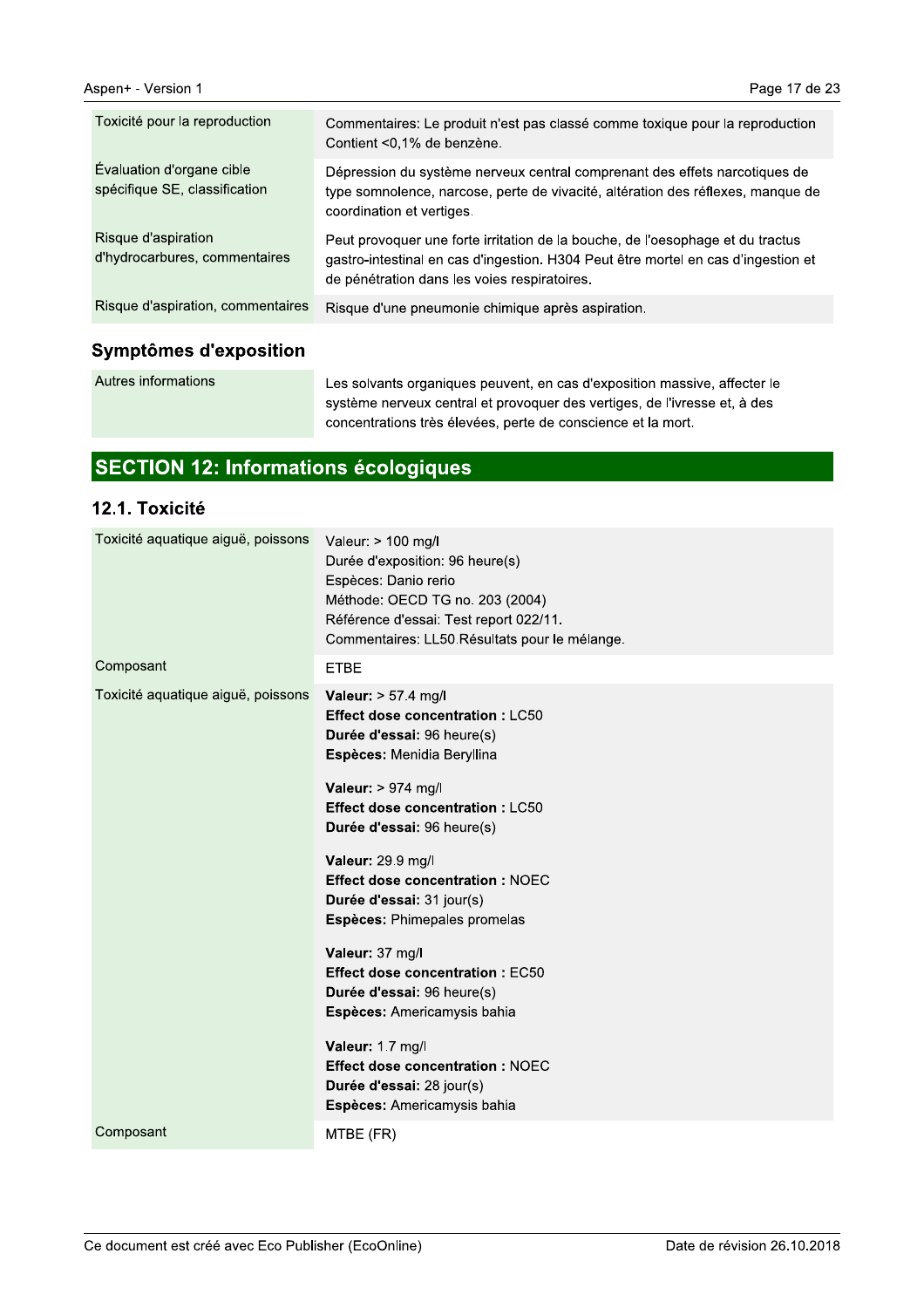| | |
|---|---|
| Toxicité pour la reproduction | Commentaires: Le produit n'est pas classé comme toxique pour la reproduction Contient <0,1% de benzène. |
| Évaluation d'organe cible spécifique SE, classification | Dépression du système nerveux central comprenant des effets narcotiques de type somnolence, narcose, perte de vivacité, altération des réflexes, manque de coordination et vertiges. |
| Risque d'aspiration d'hydrocarbures, commentaires | Peut provoquer une forte irritation de la bouche, de l'oesophage et du tractus gastro-intestinal en cas d'ingestion. H304 Peut être mortel en cas d'ingestion et de pénétration dans les voies respiratoires. |
| Risque d'aspiration, commentaires | Risque d'une pneumonie chimique après aspiration. |

### Symptômes d'exposition

| | |
|---|---|
| Autres informations | Les solvants organiques peuvent, en cas d'exposition massive, affecter le système nerveux central et provoquer des vertiges, de l'ivresse et, à des concentrations très élevées, perte de conscience et la mort. |

## SECTION 12: Informations écologiques

### 12.1. Toxicité

| | |
|---|---|
| Toxicité aquatique aiguë, poissons | Valeur: > 100 mg/l<br>Durée d'exposition: 96 heure(s)<br>Espèces: Danio rerio<br>Méthode: OECD TG no. 203 (2004)<br>Référence d'essai: Test report 022/11.<br>Commentaires: LL50.Résultats pour le mélange. |
| Composant | ETBE |
| Toxicité aquatique aiguë, poissons | **Valeur:** > 57.4 mg/l<br>**Effect dose concentration :** LC50<br>**Durée d'essai:** 96 heure(s)<br>**Espèces:** Menidia Beryllina<br><br>**Valeur:** > 974 mg/l<br>**Effect dose concentration :** LC50<br>**Durée d'essai:** 96 heure(s)<br><br>**Valeur:** 29.9 mg/l<br>**Effect dose concentration :** NOEC<br>**Durée d'essai:** 31 jour(s)<br>**Espèces:** Phimepales promelas<br><br>**Valeur:** 37 mg/l<br>**Effect dose concentration :** EC50<br>**Durée d'essai:** 96 heure(s)<br>**Espèces:** Americamysis bahia<br><br>**Valeur:** 1.7 mg/l<br>**Effect dose concentration :** NOEC<br>**Durée d'essai:** 28 jour(s)<br>**Espèces:** Americamysis bahia |
| Composant | MTBE (FR) |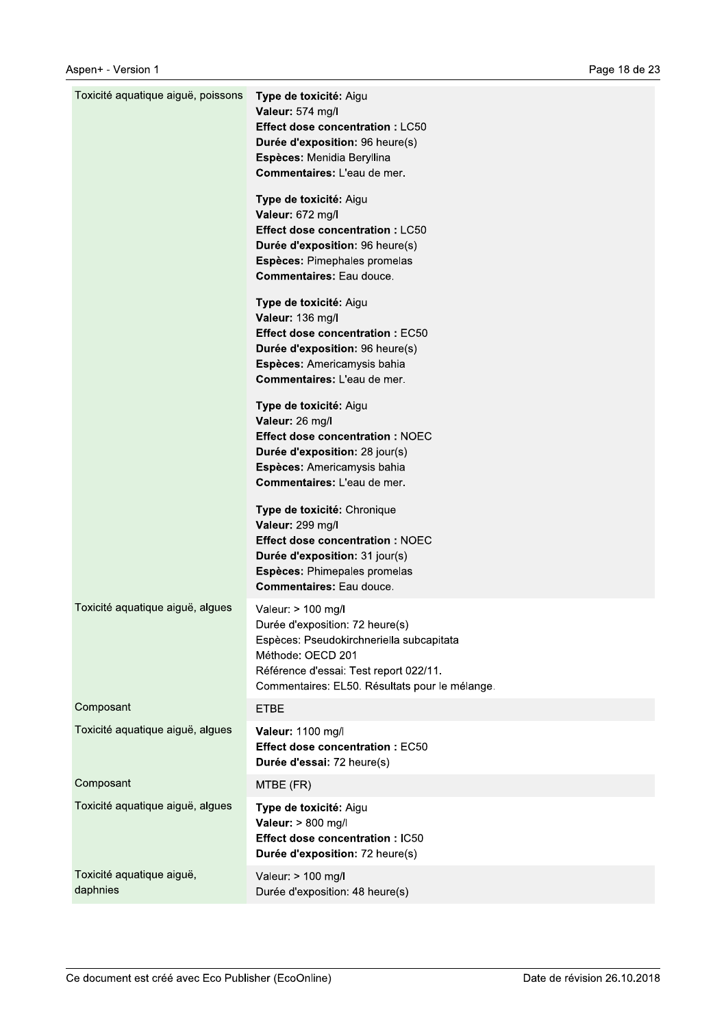| | |
|---|---|
| Toxicité aquatique aiguë, poissons | **Type de toxicité:** Aigu<br>**Valeur:** 574 mg/l<br>**Effect dose concentration :** LC50<br>**Durée d'exposition:** 96 heure(s)<br>**Espèces:** Menidia Beryllina<br>**Commentaires:** L'eau de mer.<br><br>**Type de toxicité:** Aigu<br>**Valeur:** 672 mg/l<br>**Effect dose concentration :** LC50<br>**Durée d'exposition:** 96 heure(s)<br>**Espèces:** Pimephales promelas<br>**Commentaires:** Eau douce.<br><br>**Type de toxicité:** Aigu<br>**Valeur:** 136 mg/l<br>**Effect dose concentration :** EC50<br>**Durée d'exposition:** 96 heure(s)<br>**Espèces:** Americamysis bahia<br>**Commentaires:** L'eau de mer.<br><br>**Type de toxicité:** Aigu<br>**Valeur:** 26 mg/l<br>**Effect dose concentration :** NOEC<br>**Durée d'exposition:** 28 jour(s)<br>**Espèces:** Americamysis bahia<br>**Commentaires:** L'eau de mer.<br><br>**Type de toxicité:** Chronique<br>**Valeur:** 299 mg/l<br>**Effect dose concentration :** NOEC<br>**Durée d'exposition:** 31 jour(s)<br>**Espèces:** Phimepales promelas<br>**Commentaires:** Eau douce. |
| Toxicité aquatique aiguë, algues | Valeur: > 100 mg/l<br>Durée d'exposition: 72 heure(s)<br>Espèces: Pseudokirchneriella subcapitata<br>Méthode: OECD 201<br>Référence d'essai: Test report 022/11.<br>Commentaires: EL50. Résultats pour le mélange. |
| Composant | ETBE |
| Toxicité aquatique aiguë, algues | **Valeur:** 1100 mg/l<br>**Effect dose concentration :** EC50<br>**Durée d'essai:** 72 heure(s) |
| Composant | MTBE (FR) |
| Toxicité aquatique aiguë, algues | **Type de toxicité:** Aigu<br>**Valeur:** > 800 mg/l<br>**Effect dose concentration :** IC50<br>**Durée d'exposition:** 72 heure(s) |
| Toxicité aquatique aiguë, daphnies | Valeur: > 100 mg/l<br>Durée d'exposition: 48 heure(s) |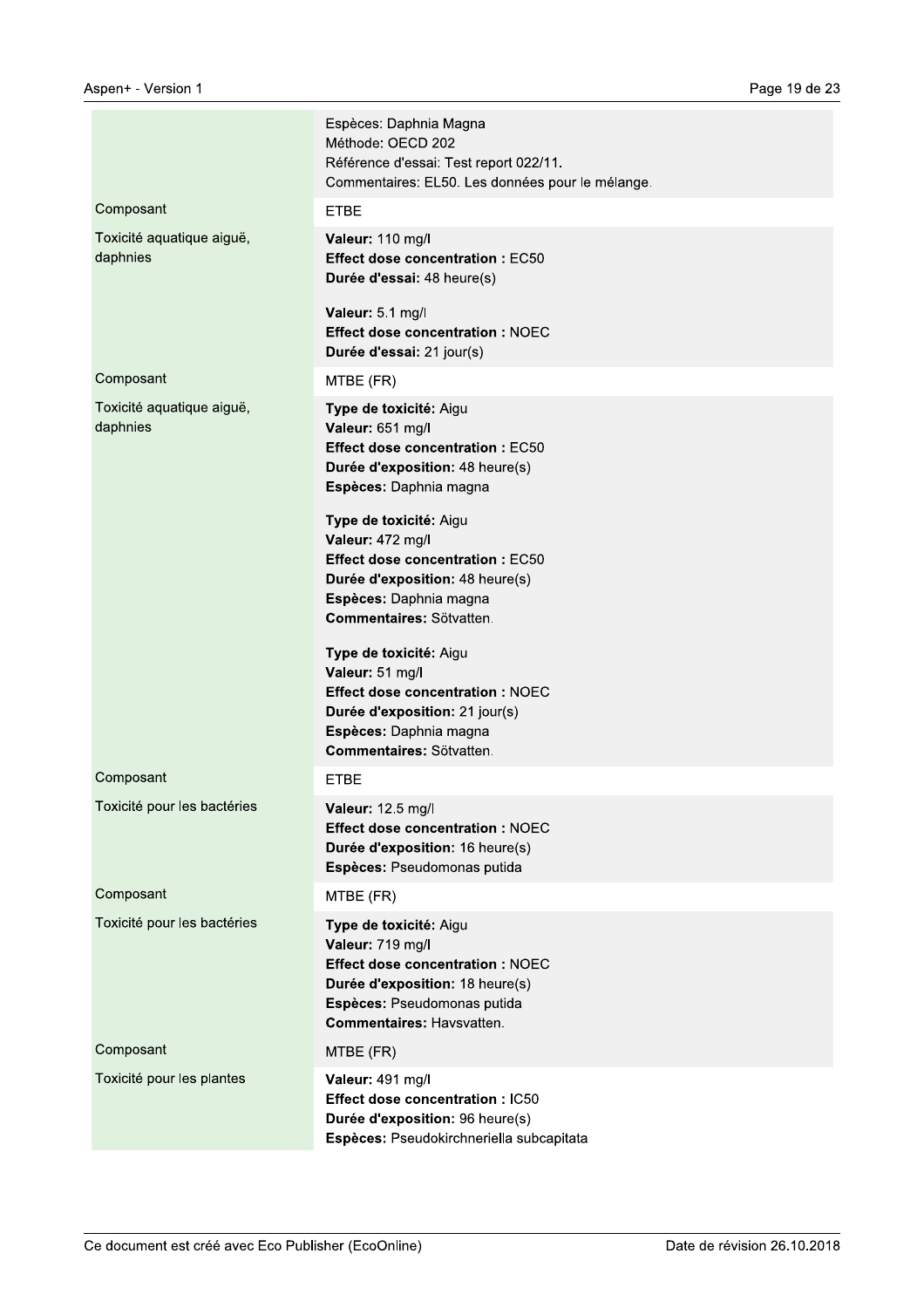| | |
|---|---|
| | Espèces: Daphnia Magna<br>Méthode: OECD 202<br>Référence d'essai: Test report 022/11.<br>Commentaires: EL50. Les données pour le mélange. |
| Composant | ETBE |
| Toxicité aquatique aiguë, daphnies | **Valeur:** 110 mg/l<br>**Effect dose concentration :** EC50<br>**Durée d'essai:** 48 heure(s)<br><br>**Valeur:** 5.1 mg/l<br>**Effect dose concentration :** NOEC<br>**Durée d'essai:** 21 jour(s) |
| Composant | MTBE (FR) |
| Toxicité aquatique aiguë, daphnies | **Type de toxicité:** Aigu<br>**Valeur:** 651 mg/l<br>**Effect dose concentration :** EC50<br>**Durée d'exposition:** 48 heure(s)<br>**Espèces:** Daphnia magna<br><br>**Type de toxicité:** Aigu<br>**Valeur:** 472 mg/l<br>**Effect dose concentration :** EC50<br>**Durée d'exposition:** 48 heure(s)<br>**Espèces:** Daphnia magna<br>**Commentaires:** Sötvatten.<br><br>**Type de toxicité:** Aigu<br>**Valeur:** 51 mg/l<br>**Effect dose concentration :** NOEC<br>**Durée d'exposition:** 21 jour(s)<br>**Espèces:** Daphnia magna<br>**Commentaires:** Sötvatten. |
| Composant | ETBE |
| Toxicité pour les bactéries | **Valeur:** 12.5 mg/l<br>**Effect dose concentration :** NOEC<br>**Durée d'exposition:** 16 heure(s)<br>**Espèces:** Pseudomonas putida |
| Composant | MTBE (FR) |
| Toxicité pour les bactéries | **Type de toxicité:** Aigu<br>**Valeur:** 719 mg/l<br>**Effect dose concentration :** NOEC<br>**Durée d'exposition:** 18 heure(s)<br>**Espèces:** Pseudomonas putida<br>**Commentaires:** Havsvatten. |
| Composant | MTBE (FR) |
| Toxicité pour les plantes | **Valeur:** 491 mg/l<br>**Effect dose concentration :** IC50<br>**Durée d'exposition:** 96 heure(s)<br>**Espèces:** Pseudokirchneriella subcapitata |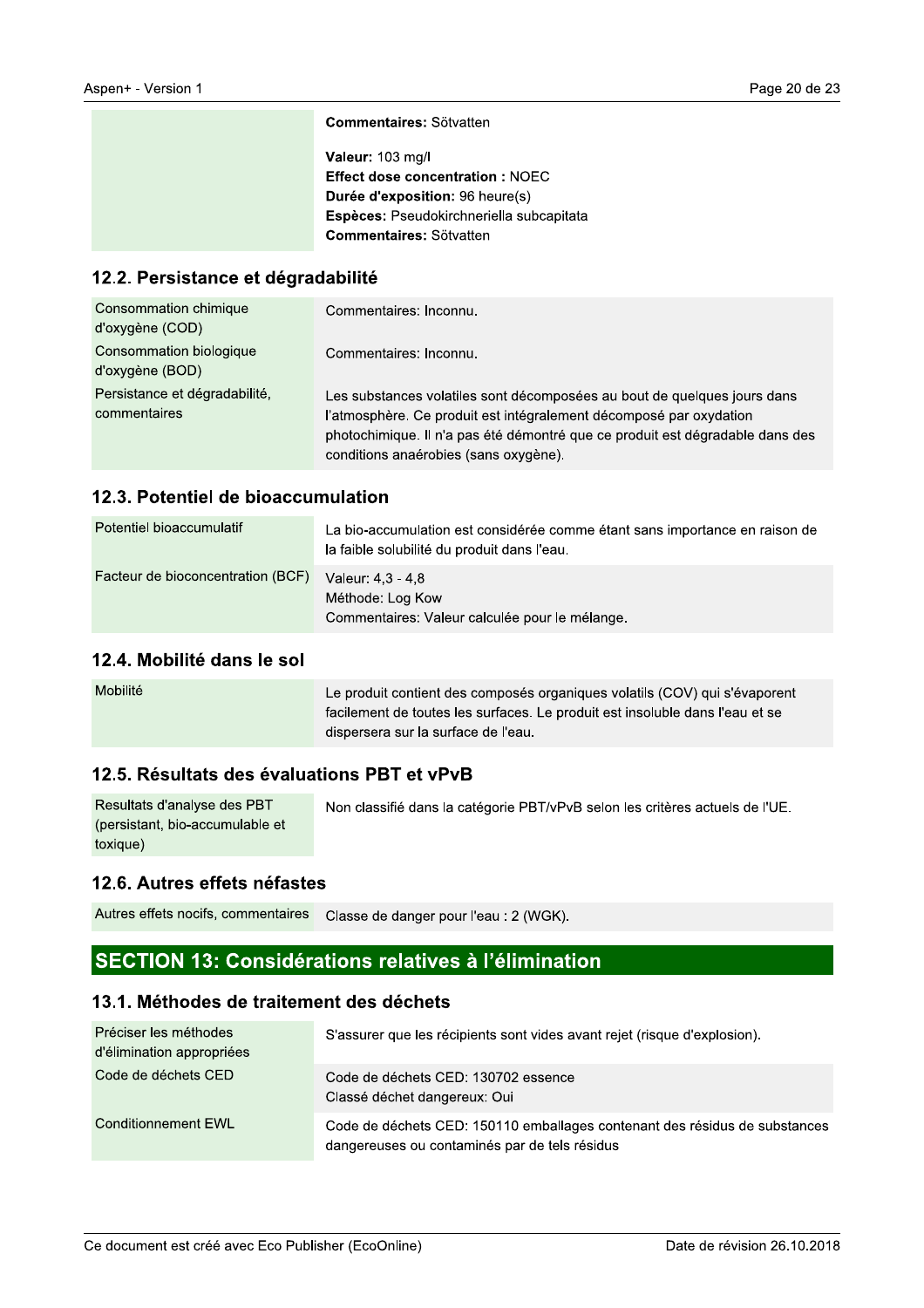| | |
|---|---|
| | **Commentaires:** Sötvatten<br><br>**Valeur:** 103 mg/l<br>**Effect dose concentration :** NOEC<br>**Durée d'exposition:** 96 heure(s)<br>**Espèces:** Pseudokirchneriella subcapitata<br>**Commentaires:** Sötvatten |

### 12.2. Persistance et dégradabilité

| | |
|---|---|
| Consommation chimique d'oxygène (COD) | Commentaires: Inconnu. |
| Consommation biologique d'oxygène (BOD) | Commentaires: Inconnu. |
| Persistance et dégradabilité, commentaires | Les substances volatiles sont décomposées au bout de quelques jours dans l'atmosphère. Ce produit est intégralement décomposé par oxydation photochimique. Il n'a pas été démontré que ce produit est dégradable dans des conditions anaérobies (sans oxygène). |

### 12.3. Potentiel de bioaccumulation

| | |
|---|---|
| Potentiel bioaccumulatif | La bio-accumulation est considérée comme étant sans importance en raison de la faible solubilité du produit dans l'eau. |
| Facteur de bioconcentration (BCF) | Valeur: 4,3 - 4,8<br>Méthode: Log Kow<br>Commentaires: Valeur calculée pour le mélange. |

### 12.4. Mobilité dans le sol

| | |
|---|---|
| Mobilité | Le produit contient des composés organiques volatils (COV) qui s'évaporent facilement de toutes les surfaces. Le produit est insoluble dans l'eau et se dispersera sur la surface de l'eau. |

### 12.5. Résultats des évaluations PBT et vPvB

| | |
|---|---|
| Resultats d'analyse des PBT (persistant, bio-accumulable et toxique) | Non classifié dans la catégorie PBT/vPvB selon les critères actuels de l'UE. |

### 12.6. Autres effets néfastes

| | |
|---|---|
| Autres effets nocifs, commentaires | Classe de danger pour l'eau : 2 (WGK). |

## SECTION 13: Considérations relatives à l'élimination

### 13.1. Méthodes de traitement des déchets

| | |
|---|---|
| Préciser les méthodes d'élimination appropriées | S'assurer que les récipients sont vides avant rejet (risque d'explosion). |
| Code de déchets CED | Code de déchets CED: 130702 essence<br>Classé déchet dangereux: Oui |
| Conditionnement EWL | Code de déchets CED: 150110 emballages contenant des résidus de substances dangereuses ou contaminés par de tels résidus |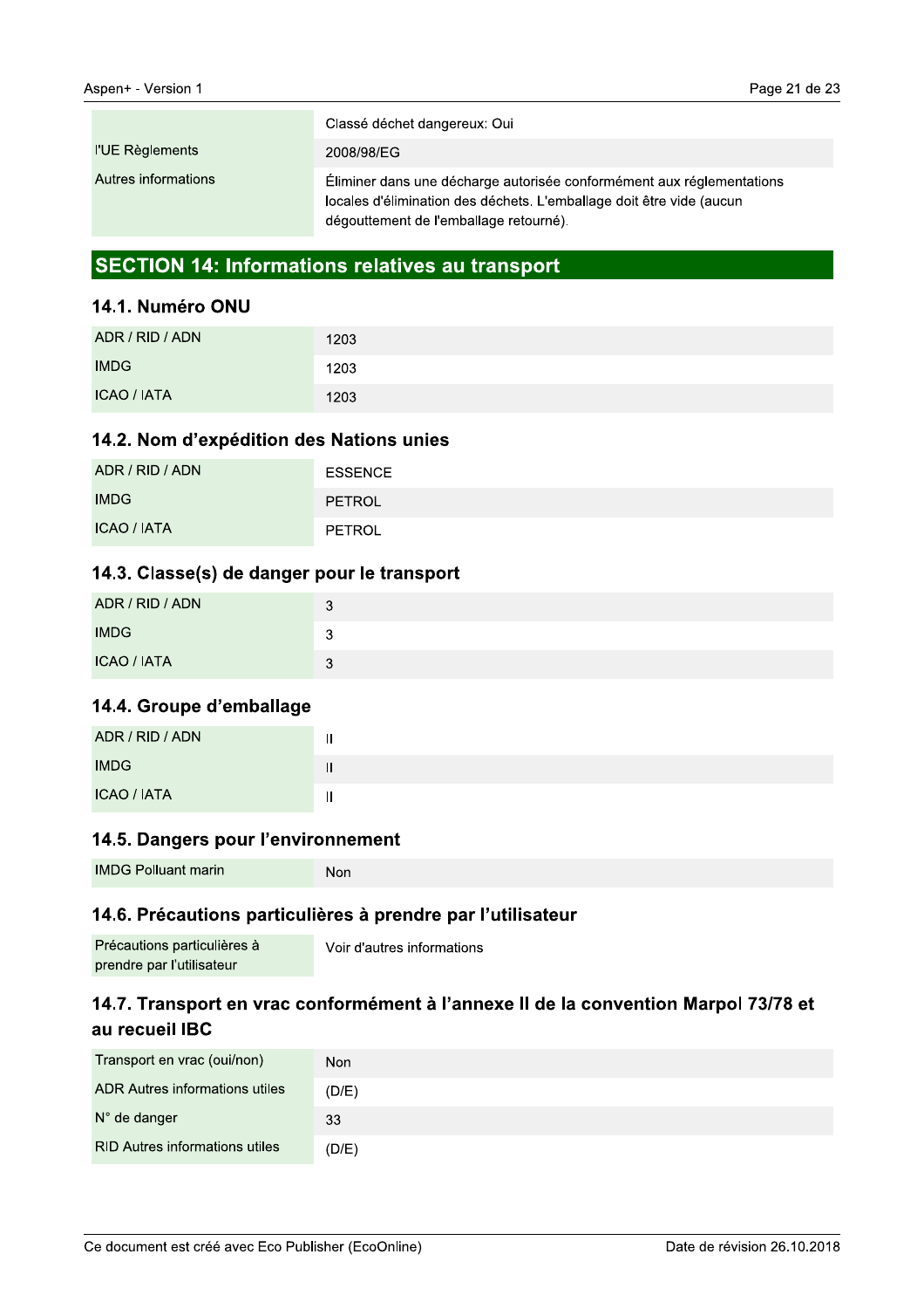| | |
|---|---|
| | Classé déchet dangereux: Oui |
| l'UE Règlements | 2008/98/EG |
| Autres informations | Éliminer dans une décharge autorisée conformément aux réglementations locales d'élimination des déchets. L'emballage doit être vide (aucun dégouttement de l'emballage retourné). |

## SECTION 14: Informations relatives au transport

### 14.1. Numéro ONU

| | |
|---|---|
| ADR / RID / ADN | 1203 |
| IMDG | 1203 |
| ICAO / IATA | 1203 |

### 14.2. Nom d'expédition des Nations unies

| | |
|---|---|
| ADR / RID / ADN | ESSENCE |
| IMDG | PETROL |
| ICAO / IATA | PETROL |

### 14.3. Classe(s) de danger pour le transport

| | |
|---|---|
| ADR / RID / ADN | 3 |
| IMDG | 3 |
| ICAO / IATA | 3 |

### 14.4. Groupe d'emballage

| | |
|---|---|
| ADR / RID / ADN | II |
| IMDG | II |
| ICAO / IATA | II |

### 14.5. Dangers pour l'environnement

| | |
|---|---|
| IMDG Polluant marin | Non |

### 14.6. Précautions particulières à prendre par l'utilisateur

| | |
|---|---|
| Précautions particulières à prendre par l'utilisateur | Voir d'autres informations |

### 14.7. Transport en vrac conformément à l'annexe II de la convention Marpol 73/78 et au recueil IBC

| | |
|---|---|
| Transport en vrac (oui/non) | Non |
| ADR Autres informations utiles | (D/E) |
| N° de danger | 33 |
| RID Autres informations utiles | (D/E) |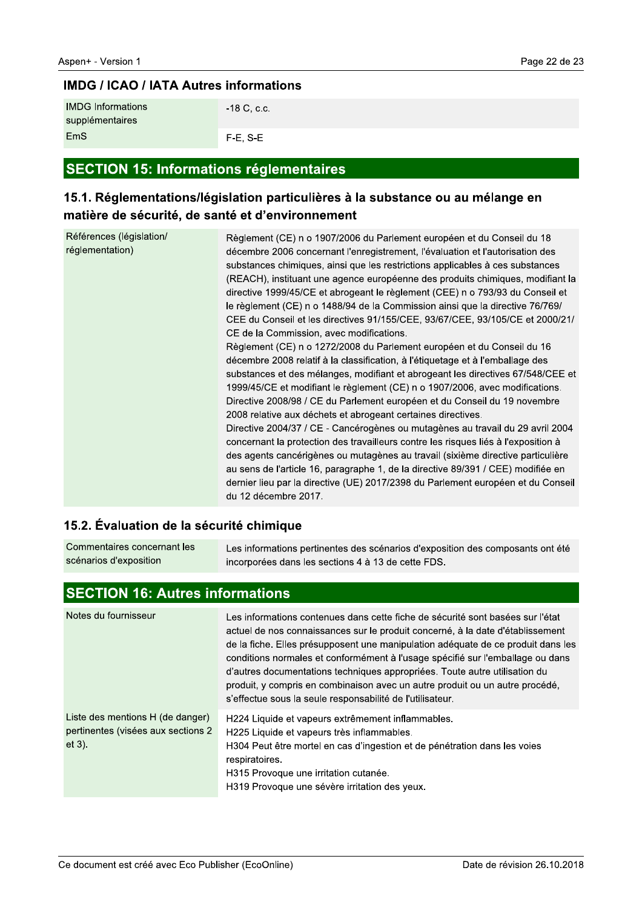### IMDG / ICAO / IATA Autres informations

| | |
|---|---|
| IMDG Informations supplémentaires | -18 C, c.c. |
| EmS | F-E, S-E |

## SECTION 15: Informations réglementaires

### 15.1. Réglementations/législation particulières à la substance ou au mélange en matière de sécurité, de santé et d'environnement

| | |
|---|---|
| Références (législation/ réglementation) | Règlement (CE) n o 1907/2006 du Parlement européen et du Conseil du 18 décembre 2006 concernant l'enregistrement, l'évaluation et l'autorisation des substances chimiques, ainsi que les restrictions applicables à ces substances (REACH), instituant une agence européenne des produits chimiques, modifiant la directive 1999/45/CE et abrogeant le règlement (CEE) n o 793/93 du Conseil et le règlement (CE) n o 1488/94 de la Commission ainsi que la directive 76/769/ CEE du Conseil et les directives 91/155/CEE, 93/67/CEE, 93/105/CE et 2000/21/ CE de la Commission, avec modifications.<br>Règlement (CE) n o 1272/2008 du Parlement européen et du Conseil du 16 décembre 2008 relatif à la classification, à l'étiquetage et à l'emballage des substances et des mélanges, modifiant et abrogeant les directives 67/548/CEE et 1999/45/CE et modifiant le règlement (CE) n o 1907/2006, avec modifications.<br>Directive 2008/98 / CE du Parlement européen et du Conseil du 19 novembre 2008 relative aux déchets et abrogeant certaines directives.<br>Directive 2004/37 / CE - Cancérogènes ou mutagènes au travail du 29 avril 2004 concernant la protection des travailleurs contre les risques liés à l'exposition à des agents cancérigènes ou mutagènes au travail (sixième directive particulière au sens de l'article 16, paragraphe 1, de la directive 89/391 / CEE) modifiée en dernier lieu par la directive (UE) 2017/2398 du Parlement européen et du Conseil du 12 décembre 2017. |

### 15.2. Évaluation de la sécurité chimique

| | |
|---|---|
| Commentaires concernant les scénarios d'exposition | Les informations pertinentes des scénarios d'exposition des composants ont été incorporées dans les sections 4 à 13 de cette FDS. |

## SECTION 16: Autres informations

| | |
|---|---|
| Notes du fournisseur | Les informations contenues dans cette fiche de sécurité sont basées sur l'état actuel de nos connaissances sur le produit concerné, à la date d'établissement de la fiche. Elles présupposent une manipulation adéquate de ce produit dans les conditions normales et conformément à l'usage spécifié sur l'emballage ou dans d'autres documentations techniques appropriées. Toute autre utilisation du produit, y compris en combinaison avec un autre produit ou un autre procédé, s'effectue sous la seule responsabilité de l'utilisateur. |
| Liste des mentions H (de danger) pertinentes (visées aux sections 2 et 3). | H224 Liquide et vapeurs extrêmement inflammables.<br>H225 Liquide et vapeurs très inflammables.<br>H304 Peut être mortel en cas d'ingestion et de pénétration dans les voies respiratoires.<br>H315 Provoque une irritation cutanée.<br>H319 Provoque une sévère irritation des yeux. |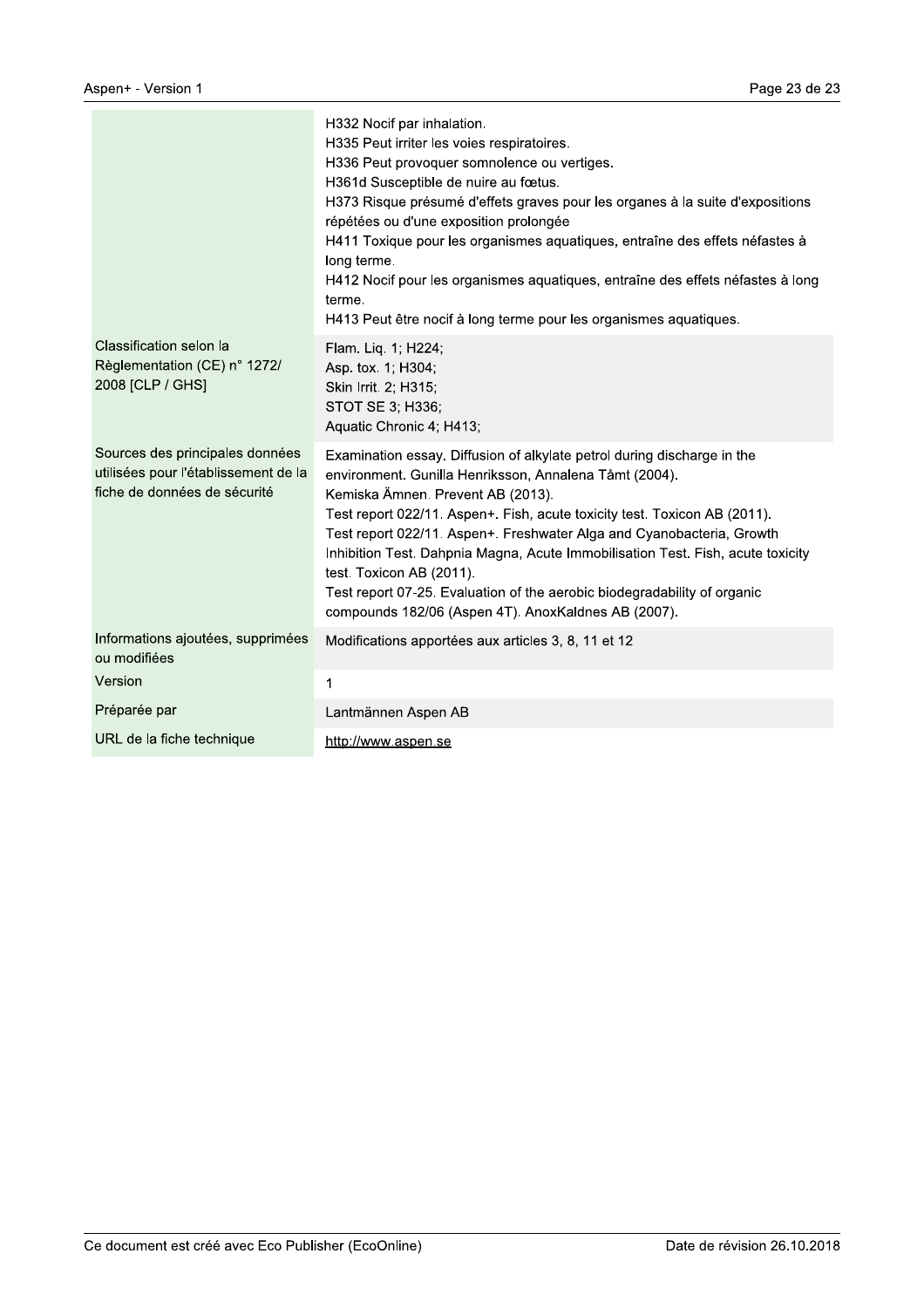| | |
|---|---|
| | H332 Nocif par inhalation.<br>H335 Peut irriter les voies respiratoires.<br>H336 Peut provoquer somnolence ou vertiges.<br>H361d Susceptible de nuire au fœtus.<br>H373 Risque présumé d'effets graves pour les organes à la suite d'expositions répétées ou d'une exposition prolongée<br>H411 Toxique pour les organismes aquatiques, entraîne des effets néfastes à long terme.<br>H412 Nocif pour les organismes aquatiques, entraîne des effets néfastes à long terme.<br>H413 Peut être nocif à long terme pour les organismes aquatiques. |
| Classification selon la Règlementation (CE) n° 1272/ 2008 [CLP / GHS] | Flam. Liq. 1; H224;<br>Asp. tox. 1; H304;<br>Skin Irrit. 2; H315;<br>STOT SE 3; H336;<br>Aquatic Chronic 4; H413; |
| Sources des principales données utilisées pour l'établissement de la fiche de données de sécurité | Examination essay. Diffusion of alkylate petrol during discharge in the environment. Gunilla Henriksson, Annalena Tåmt (2004).<br>Kemiska Ämnen. Prevent AB (2013).<br>Test report 022/11. Aspen+. Fish, acute toxicity test. Toxicon AB (2011).<br>Test report 022/11. Aspen+. Freshwater Alga and Cyanobacteria, Growth Inhibition Test. Dahpnia Magna, Acute Immobilisation Test. Fish, acute toxicity test. Toxicon AB (2011).<br>Test report 07-25. Evaluation of the aerobic biodegradability of organic compounds 182/06 (Aspen 4T). AnoxKaldnes AB (2007). |
| Informations ajoutées, supprimées ou modifiées | Modifications apportées aux articles 3, 8, 11 et 12 |
| Version | 1 |
| Préparée par | Lantmännen Aspen AB |
| URL de la fiche technique | http://www.aspen.se |